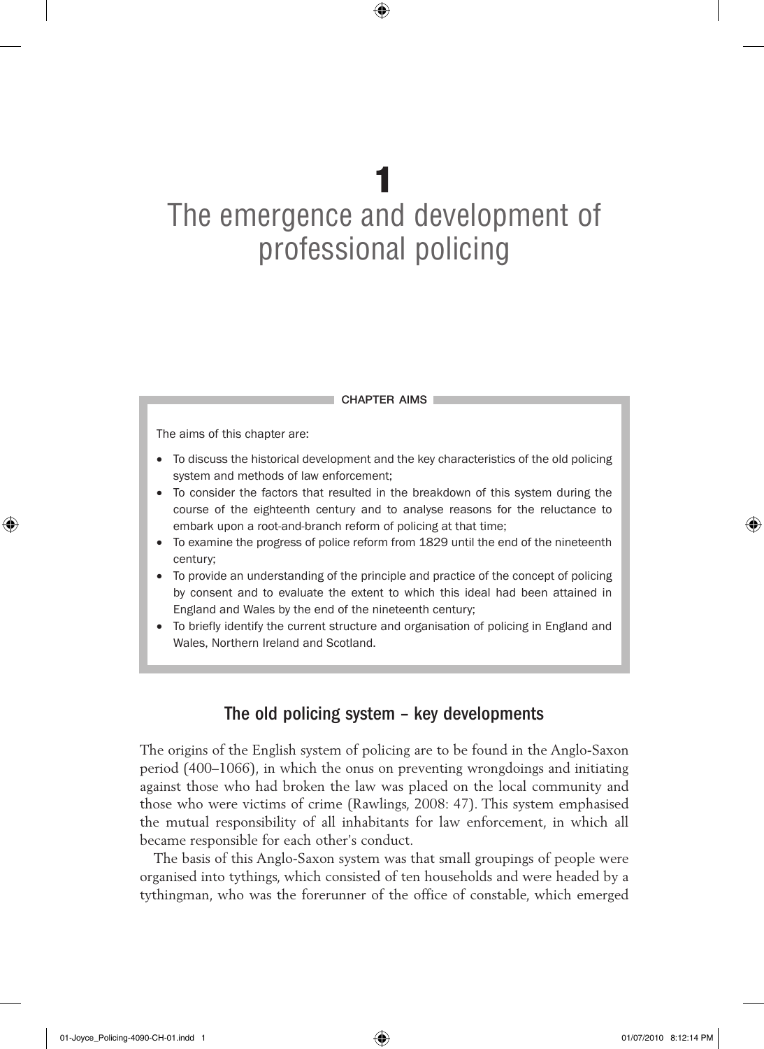# 1

# The emergence and development of professional policing

**CHAPTER AIMS**

The aims of this chapter are:

- To discuss the historical development and the key characteristics of the old policing system and methods of law enforcement;
- To consider the factors that resulted in the breakdown of this system during the course of the eighteenth century and to analyse reasons for the reluctance to embark upon a root-and-branch reform of policing at that time;
- To examine the progress of police reform from 1829 until the end of the nineteenth century;
- To provide an understanding of the principle and practice of the concept of policing by consent and to evaluate the extent to which this ideal had been attained in England and Wales by the end of the nineteenth century;
- To briefly identify the current structure and organisation of policing in England and Wales, Northern Ireland and Scotland.

## The old policing system – key developments

The origins of the English system of policing are to be found in the Anglo-Saxon period (400–1066), in which the onus on preventing wrongdoings and initiating against those who had broken the law was placed on the local community and those who were victims of crime (Rawlings, 2008: 47). This system emphasised the mutual responsibility of all inhabitants for law enforcement, in which all became responsible for each other's conduct.

The basis of this Anglo-Saxon system was that small groupings of people were organised into tythings, which consisted of ten households and were headed by a tythingman, who was the forerunner of the office of constable, which emerged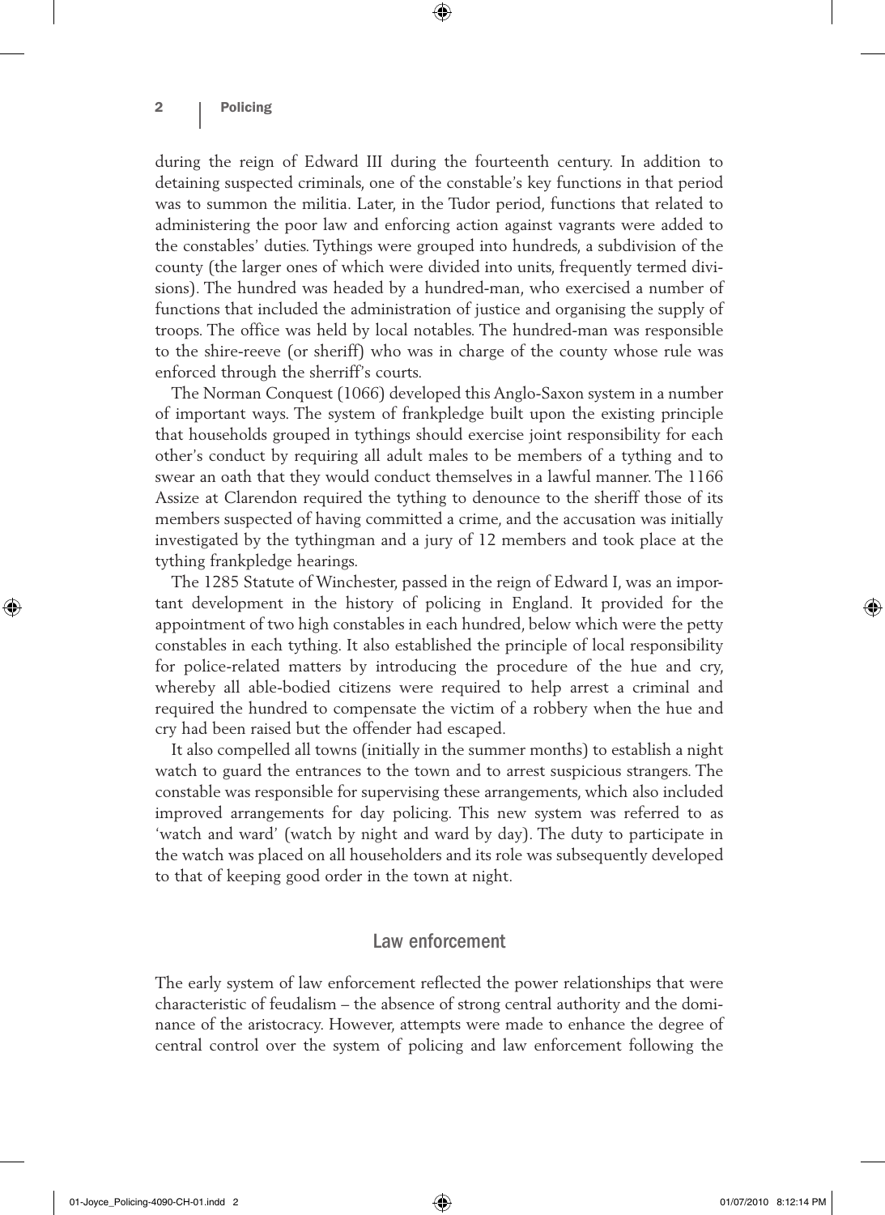during the reign of Edward III during the fourteenth century. In addition to detaining suspected criminals, one of the constable's key functions in that period was to summon the militia. Later, in the Tudor period, functions that related to administering the poor law and enforcing action against vagrants were added to the constables' duties. Tythings were grouped into hundreds, a subdivision of the county (the larger ones of which were divided into units, frequently termed divisions). The hundred was headed by a hundred-man, who exercised a number of functions that included the administration of justice and organising the supply of troops. The office was held by local notables. The hundred-man was responsible to the shire-reeve (or sheriff) who was in charge of the county whose rule was enforced through the sherriff's courts.

The Norman Conquest (1066) developed this Anglo-Saxon system in a number of important ways. The system of frankpledge built upon the existing principle that households grouped in tythings should exercise joint responsibility for each other's conduct by requiring all adult males to be members of a tything and to swear an oath that they would conduct themselves in a lawful manner. The 1166 Assize at Clarendon required the tything to denounce to the sheriff those of its members suspected of having committed a crime, and the accusation was initially investigated by the tythingman and a jury of 12 members and took place at the tything frankpledge hearings.

The 1285 Statute of Winchester, passed in the reign of Edward I, was an important development in the history of policing in England. It provided for the appointment of two high constables in each hundred, below which were the petty constables in each tything. It also established the principle of local responsibility for police-related matters by introducing the procedure of the hue and cry, whereby all able-bodied citizens were required to help arrest a criminal and required the hundred to compensate the victim of a robbery when the hue and cry had been raised but the offender had escaped.

It also compelled all towns (initially in the summer months) to establish a night watch to guard the entrances to the town and to arrest suspicious strangers. The constable was responsible for supervising these arrangements, which also included improved arrangements for day policing. This new system was referred to as 'watch and ward' (watch by night and ward by day). The duty to participate in the watch was placed on all householders and its role was subsequently developed to that of keeping good order in the town at night.

## Law enforcement

The early system of law enforcement reflected the power relationships that were characteristic of feudalism – the absence of strong central authority and the dominance of the aristocracy. However, attempts were made to enhance the degree of central control over the system of policing and law enforcement following the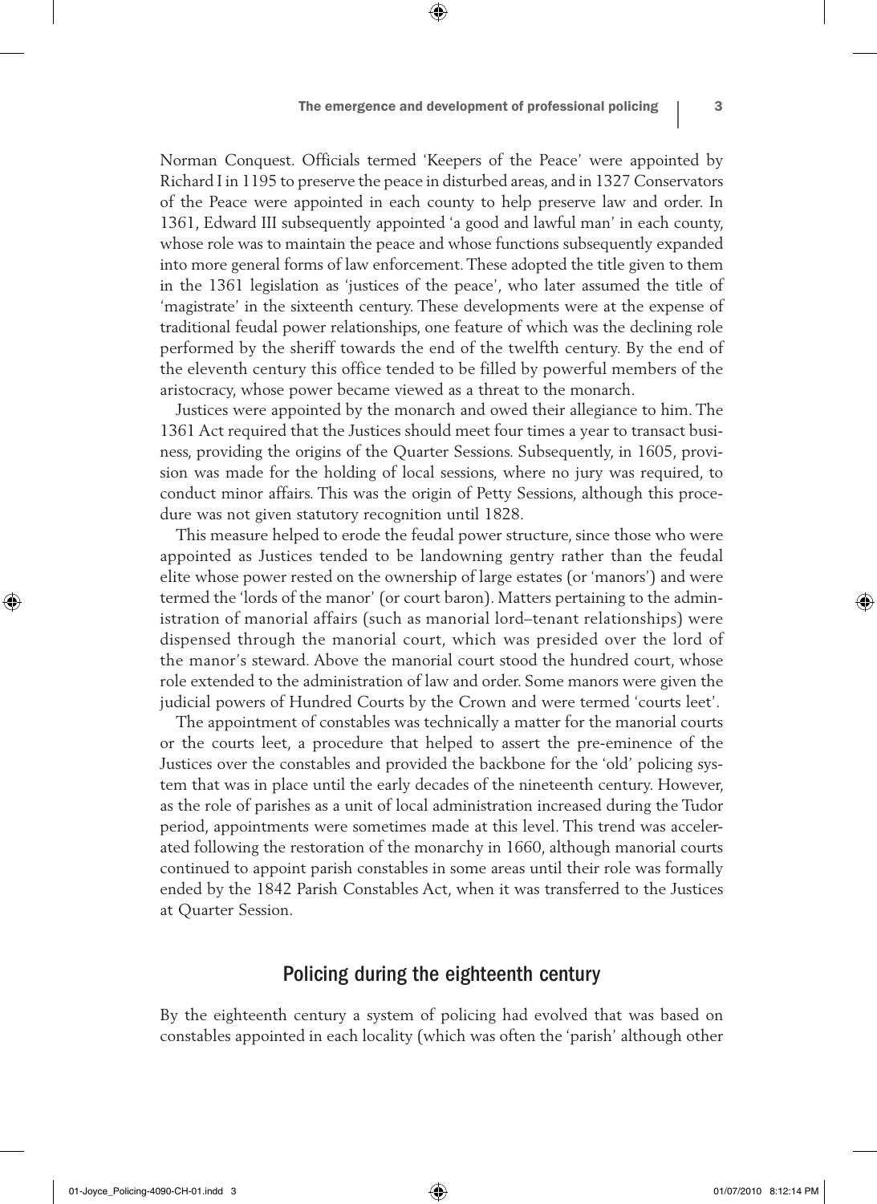Norman Conquest. Officials termed 'Keepers of the Peace' were appointed by Richard I in 1195 to preserve the peace in disturbed areas, and in 1327 Conservators of the Peace were appointed in each county to help preserve law and order. In 1361, Edward III subsequently appointed 'a good and lawful man' in each county, whose role was to maintain the peace and whose functions subsequently expanded into more general forms of law enforcement. These adopted the title given to them in the 1361 legislation as 'justices of the peace', who later assumed the title of 'magistrate' in the sixteenth century. These developments were at the expense of traditional feudal power relationships, one feature of which was the declining role performed by the sheriff towards the end of the twelfth century. By the end of the eleventh century this office tended to be filled by powerful members of the aristocracy, whose power became viewed as a threat to the monarch.

Justices were appointed by the monarch and owed their allegiance to him. The 1361 Act required that the Justices should meet four times a year to transact business, providing the origins of the Quarter Sessions. Subsequently, in 1605, provision was made for the holding of local sessions, where no jury was required, to conduct minor affairs. This was the origin of Petty Sessions, although this procedure was not given statutory recognition until 1828.

This measure helped to erode the feudal power structure, since those who were appointed as Justices tended to be landowning gentry rather than the feudal elite whose power rested on the ownership of large estates (or 'manors') and were termed the 'lords of the manor' (or court baron). Matters pertaining to the administration of manorial affairs (such as manorial lord–tenant relationships) were dispensed through the manorial court, which was presided over the lord of the manor's steward. Above the manorial court stood the hundred court, whose role extended to the administration of law and order. Some manors were given the judicial powers of Hundred Courts by the Crown and were termed 'courts leet'.

The appointment of constables was technically a matter for the manorial courts or the courts leet, a procedure that helped to assert the pre-eminence of the Justices over the constables and provided the backbone for the 'old' policing system that was in place until the early decades of the nineteenth century. However, as the role of parishes as a unit of local administration increased during the Tudor period, appointments were sometimes made at this level. This trend was accelerated following the restoration of the monarchy in 1660, although manorial courts continued to appoint parish constables in some areas until their role was formally ended by the 1842 Parish Constables Act, when it was transferred to the Justices at Quarter Session.

## Policing during the eighteenth century

By the eighteenth century a system of policing had evolved that was based on constables appointed in each locality (which was often the 'parish' although other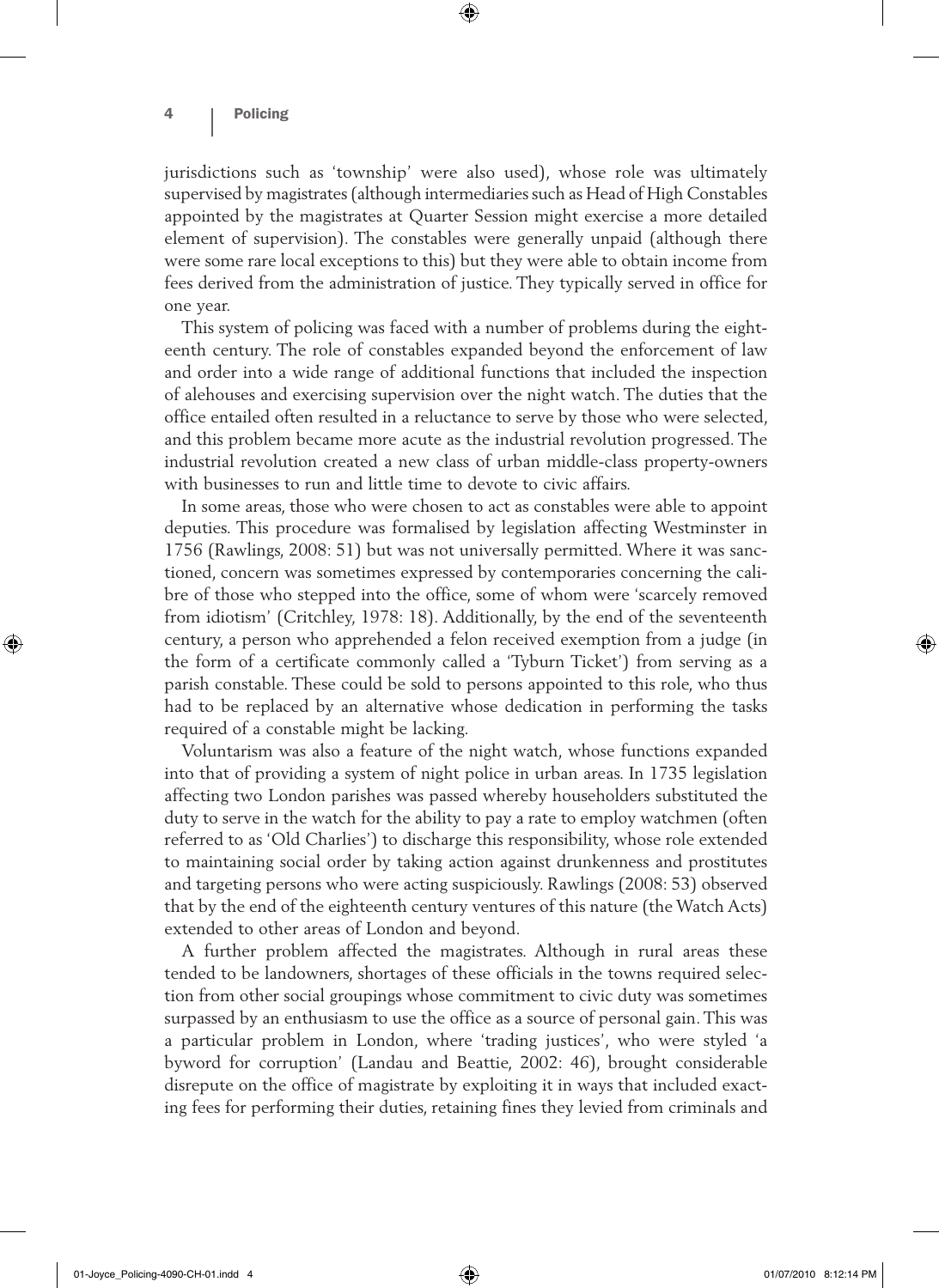jurisdictions such as 'township' were also used), whose role was ultimately supervised by magistrates (although intermediaries such as Head of High Constables appointed by the magistrates at Quarter Session might exercise a more detailed element of supervision). The constables were generally unpaid (although there were some rare local exceptions to this) but they were able to obtain income from fees derived from the administration of justice. They typically served in office for one year.

This system of policing was faced with a number of problems during the eighteenth century. The role of constables expanded beyond the enforcement of law and order into a wide range of additional functions that included the inspection of alehouses and exercising supervision over the night watch. The duties that the office entailed often resulted in a reluctance to serve by those who were selected, and this problem became more acute as the industrial revolution progressed. The industrial revolution created a new class of urban middle-class property-owners with businesses to run and little time to devote to civic affairs.

In some areas, those who were chosen to act as constables were able to appoint deputies. This procedure was formalised by legislation affecting Westminster in 1756 (Rawlings, 2008: 51) but was not universally permitted. Where it was sanctioned, concern was sometimes expressed by contemporaries concerning the calibre of those who stepped into the office, some of whom were 'scarcely removed from idiotism' (Critchley, 1978: 18). Additionally, by the end of the seventeenth century, a person who apprehended a felon received exemption from a judge (in the form of a certificate commonly called a 'Tyburn Ticket') from serving as a parish constable. These could be sold to persons appointed to this role, who thus had to be replaced by an alternative whose dedication in performing the tasks required of a constable might be lacking.

Voluntarism was also a feature of the night watch, whose functions expanded into that of providing a system of night police in urban areas. In 1735 legislation affecting two London parishes was passed whereby householders substituted the duty to serve in the watch for the ability to pay a rate to employ watchmen (often referred to as 'Old Charlies') to discharge this responsibility, whose role extended to maintaining social order by taking action against drunkenness and prostitutes and targeting persons who were acting suspiciously. Rawlings (2008: 53) observed that by the end of the eighteenth century ventures of this nature (the Watch Acts) extended to other areas of London and beyond.

A further problem affected the magistrates. Although in rural areas these tended to be landowners, shortages of these officials in the towns required selection from other social groupings whose commitment to civic duty was sometimes surpassed by an enthusiasm to use the office as a source of personal gain. This was a particular problem in London, where 'trading justices', who were styled 'a byword for corruption' (Landau and Beattie, 2002: 46), brought considerable disrepute on the office of magistrate by exploiting it in ways that included exacting fees for performing their duties, retaining fines they levied from criminals and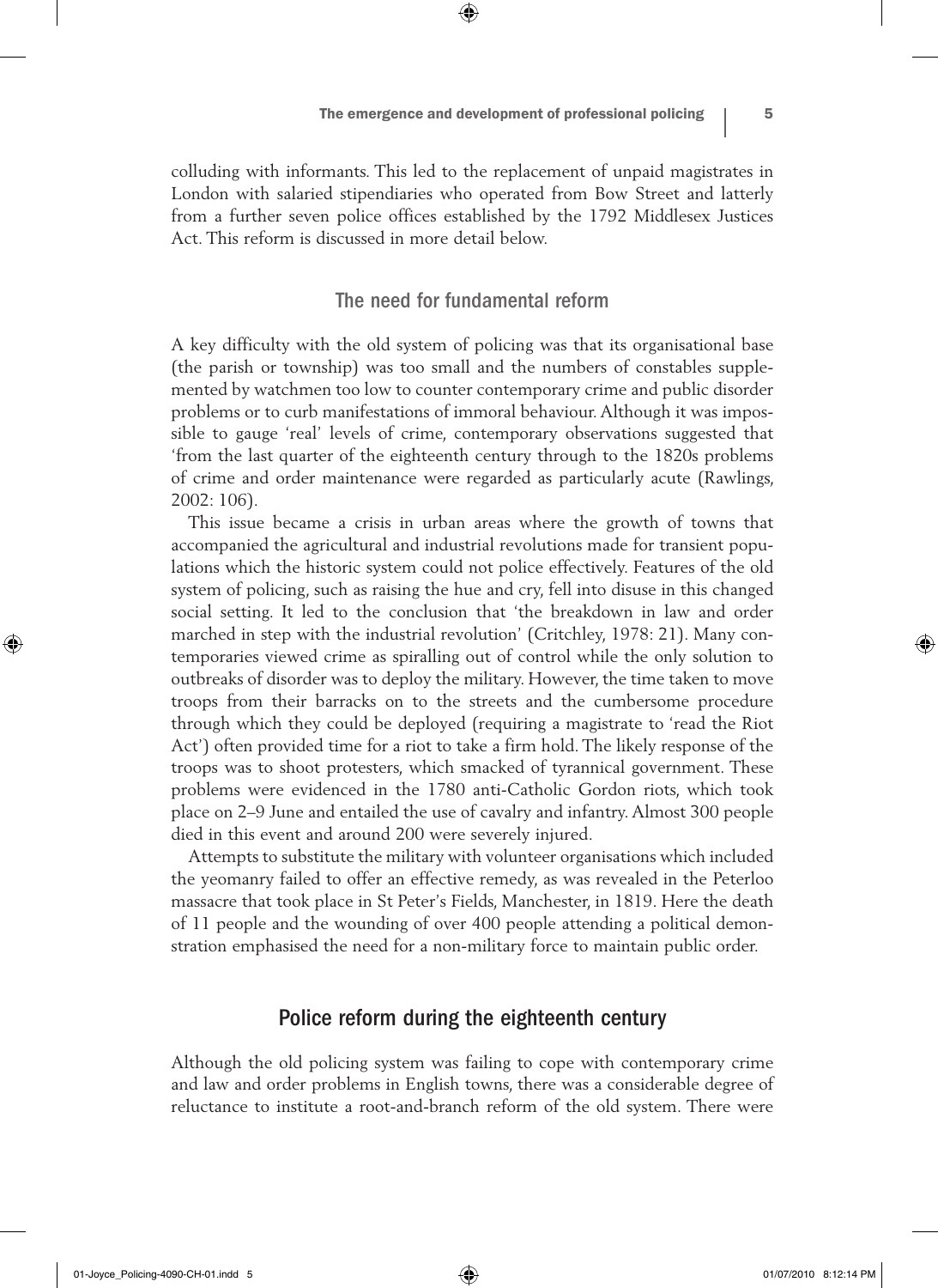colluding with informants. This led to the replacement of unpaid magistrates in London with salaried stipendiaries who operated from Bow Street and latterly from a further seven police offices established by the 1792 Middlesex Justices Act. This reform is discussed in more detail below.

## The need for fundamental reform

A key difficulty with the old system of policing was that its organisational base (the parish or township) was too small and the numbers of constables supplemented by watchmen too low to counter contemporary crime and public disorder problems or to curb manifestations of immoral behaviour. Although it was impossible to gauge 'real' levels of crime, contemporary observations suggested that 'from the last quarter of the eighteenth century through to the 1820s problems of crime and order maintenance were regarded as particularly acute (Rawlings, 2002: 106).

This issue became a crisis in urban areas where the growth of towns that accompanied the agricultural and industrial revolutions made for transient populations which the historic system could not police effectively. Features of the old system of policing, such as raising the hue and cry, fell into disuse in this changed social setting. It led to the conclusion that 'the breakdown in law and order marched in step with the industrial revolution' (Critchley, 1978: 21). Many contemporaries viewed crime as spiralling out of control while the only solution to outbreaks of disorder was to deploy the military. However, the time taken to move troops from their barracks on to the streets and the cumbersome procedure through which they could be deployed (requiring a magistrate to 'read the Riot Act') often provided time for a riot to take a firm hold. The likely response of the troops was to shoot protesters, which smacked of tyrannical government. These problems were evidenced in the 1780 anti-Catholic Gordon riots, which took place on 2–9 June and entailed the use of cavalry and infantry. Almost 300 people died in this event and around 200 were severely injured.

Attempts to substitute the military with volunteer organisations which included the yeomanry failed to offer an effective remedy, as was revealed in the Peterloo massacre that took place in St Peter's Fields, Manchester, in 1819. Here the death of 11 people and the wounding of over 400 people attending a political demonstration emphasised the need for a non-military force to maintain public order.

## Police reform during the eighteenth century

Although the old policing system was failing to cope with contemporary crime and law and order problems in English towns, there was a considerable degree of reluctance to institute a root-and-branch reform of the old system. There were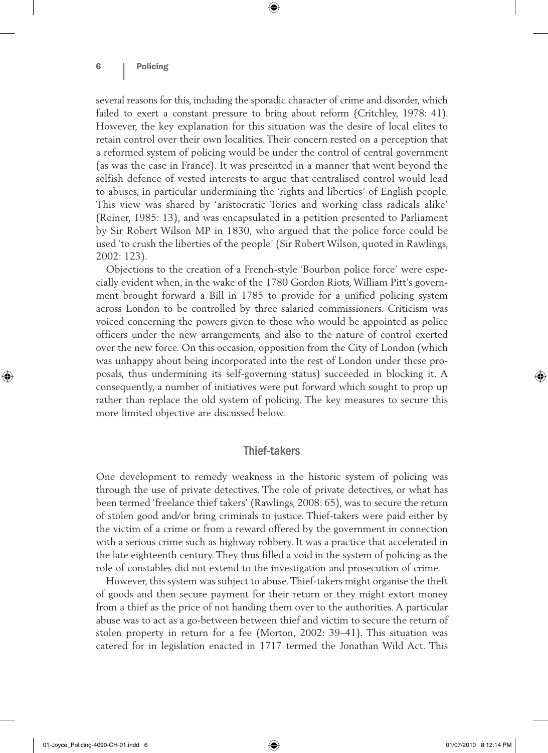several reasons for this, including the sporadic character of crime and disorder, which failed to exert a constant pressure to bring about reform (Critchley, 1978: 41). However, the key explanation for this situation was the desire of local elites to retain control over their own localities. Their concern rested on a perception that a reformed system of policing would be under the control of central government (as was the case in France). It was presented in a manner that went beyond the selfish defence of vested interests to argue that centralised control would lead to abuses, in particular undermining the 'rights and liberties' of English people. This view was shared by 'aristocratic Tories and working class radicals alike' (Reiner, 1985: 13), and was encapsulated in a petition presented to Parliament by Sir Robert Wilson MP in 1830, who argued that the police force could be used 'to crush the liberties of the people' (Sir Robert Wilson, quoted in Rawlings, 2002: 123).

Objections to the creation of a French-style 'Bourbon police force' were especially evident when, in the wake of the 1780 Gordon Riots, William Pitt's government brought forward a Bill in 1785 to provide for a unified policing system across London to be controlled by three salaried commissioners. Criticism was voiced concerning the powers given to those who would be appointed as police officers under the new arrangements, and also to the nature of control exerted over the new force. On this occasion, opposition from the City of London (which was unhappy about being incorporated into the rest of London under these proposals, thus undermining its self-governing status) succeeded in blocking it. A consequently, a number of initiatives were put forward which sought to prop up rather than replace the old system of policing. The key measures to secure this more limited objective are discussed below.

## Thief-takers

One development to remedy weakness in the historic system of policing was through the use of private detectives. The role of private detectives, or what has been termed 'freelance thief takers' (Rawlings, 2008: 65), was to secure the return of stolen good and/or bring criminals to justice. Thief-takers were paid either by the victim of a crime or from a reward offered by the government in connection with a serious crime such as highway robbery. It was a practice that accelerated in the late eighteenth century. They thus filled a void in the system of policing as the role of constables did not extend to the investigation and prosecution of crime.

However, this system was subject to abuse. Thief-takers might organise the theft of goods and then secure payment for their return or they might extort money from a thief as the price of not handing them over to the authorities. A particular abuse was to act as a go-between between thief and victim to secure the return of stolen property in return for a fee (Morton, 2002: 39–41). This situation was catered for in legislation enacted in 1717 termed the Jonathan Wild Act. This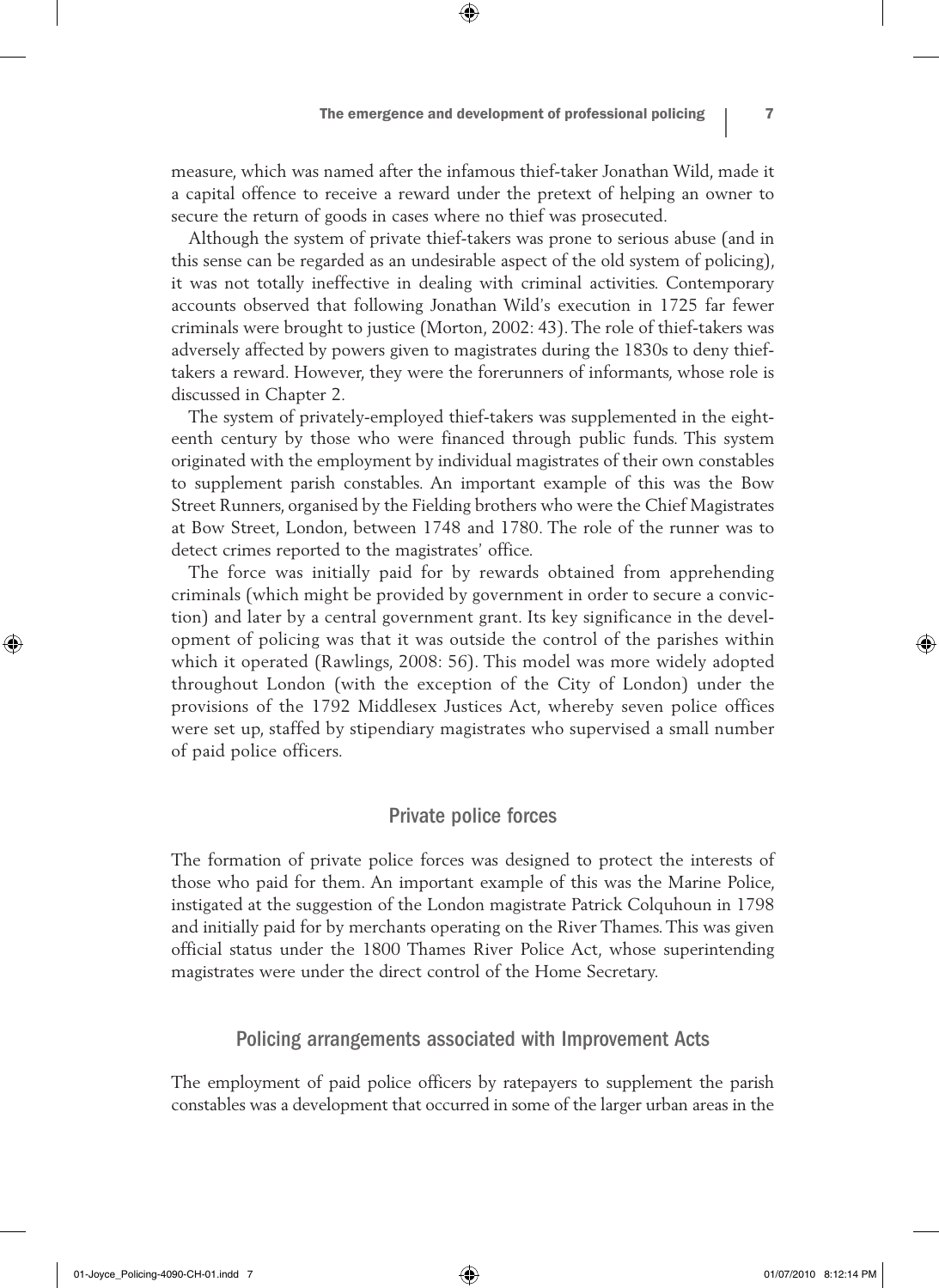measure, which was named after the infamous thief-taker Jonathan Wild, made it a capital offence to receive a reward under the pretext of helping an owner to secure the return of goods in cases where no thief was prosecuted.

Although the system of private thief-takers was prone to serious abuse (and in this sense can be regarded as an undesirable aspect of the old system of policing), it was not totally ineffective in dealing with criminal activities. Contemporary accounts observed that following Jonathan Wild's execution in 1725 far fewer criminals were brought to justice (Morton, 2002: 43). The role of thief-takers was adversely affected by powers given to magistrates during the 1830s to deny thief-takers a reward. However, they were the forerunners of informants, whose role is discussed in Chapter 2.

The system of privately-employed thief-takers was supplemented in the eighteenth century by those who were financed through public funds. This system originated with the employment by individual magistrates of their own constables to supplement parish constables. An important example of this was the Bow Street Runners, organised by the Fielding brothers who were the Chief Magistrates at Bow Street, London, between 1748 and 1780. The role of the runner was to detect crimes reported to the magistrates' office.

The force was initially paid for by rewards obtained from apprehending criminals (which might be provided by government in order to secure a conviction) and later by a central government grant. Its key significance in the development of policing was that it was outside the control of the parishes within which it operated (Rawlings, 2008: 56). This model was more widely adopted throughout London (with the exception of the City of London) under the provisions of the 1792 Middlesex Justices Act, whereby seven police offices were set up, staffed by stipendiary magistrates who supervised a small number of paid police officers.

## Private police forces

The formation of private police forces was designed to protect the interests of those who paid for them. An important example of this was the Marine Police, instigated at the suggestion of the London magistrate Patrick Colquhoun in 1798 and initially paid for by merchants operating on the River Thames. This was given official status under the 1800 Thames River Police Act, whose superintending magistrates were under the direct control of the Home Secretary.

## Policing arrangements associated with Improvement Acts

The employment of paid police officers by ratepayers to supplement the parish constables was a development that occurred in some of the larger urban areas in the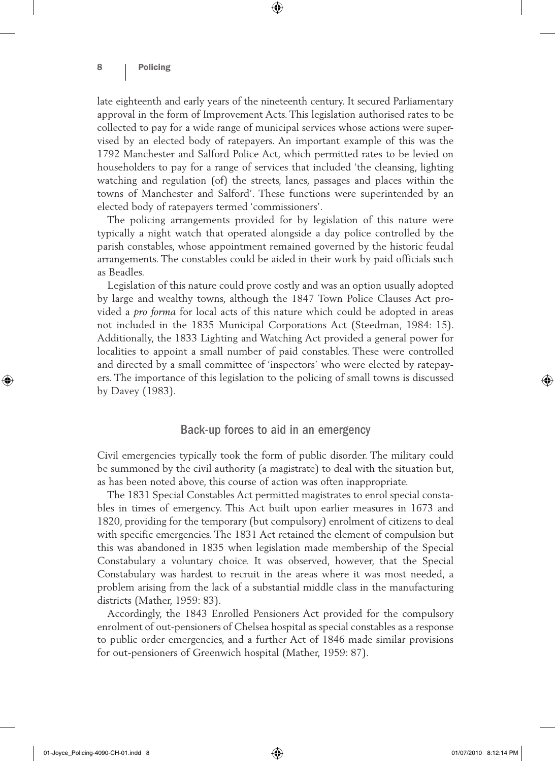late eighteenth and early years of the nineteenth century. It secured Parliamentary approval in the form of Improvement Acts. This legislation authorised rates to be collected to pay for a wide range of municipal services whose actions were supervised by an elected body of ratepayers. An important example of this was the 1792 Manchester and Salford Police Act, which permitted rates to be levied on householders to pay for a range of services that included 'the cleansing, lighting watching and regulation (of) the streets, lanes, passages and places within the towns of Manchester and Salford'. These functions were superintended by an elected body of ratepayers termed 'commissioners'.

The policing arrangements provided for by legislation of this nature were typically a night watch that operated alongside a day police controlled by the parish constables, whose appointment remained governed by the historic feudal arrangements. The constables could be aided in their work by paid officials such as Beadles.

Legislation of this nature could prove costly and was an option usually adopted by large and wealthy towns, although the 1847 Town Police Clauses Act provided a *pro forma* for local acts of this nature which could be adopted in areas not included in the 1835 Municipal Corporations Act (Steedman, 1984: 15). Additionally, the 1833 Lighting and Watching Act provided a general power for localities to appoint a small number of paid constables. These were controlled and directed by a small committee of 'inspectors' who were elected by ratepayers. The importance of this legislation to the policing of small towns is discussed by Davey (1983).

## Back-up forces to aid in an emergency

Civil emergencies typically took the form of public disorder. The military could be summoned by the civil authority (a magistrate) to deal with the situation but, as has been noted above, this course of action was often inappropriate.

The 1831 Special Constables Act permitted magistrates to enrol special constables in times of emergency. This Act built upon earlier measures in 1673 and 1820, providing for the temporary (but compulsory) enrolment of citizens to deal with specific emergencies. The 1831 Act retained the element of compulsion but this was abandoned in 1835 when legislation made membership of the Special Constabulary a voluntary choice. It was observed, however, that the Special Constabulary was hardest to recruit in the areas where it was most needed, a problem arising from the lack of a substantial middle class in the manufacturing districts (Mather, 1959: 83).

Accordingly, the 1843 Enrolled Pensioners Act provided for the compulsory enrolment of out-pensioners of Chelsea hospital as special constables as a response to public order emergencies, and a further Act of 1846 made similar provisions for out-pensioners of Greenwich hospital (Mather, 1959: 87).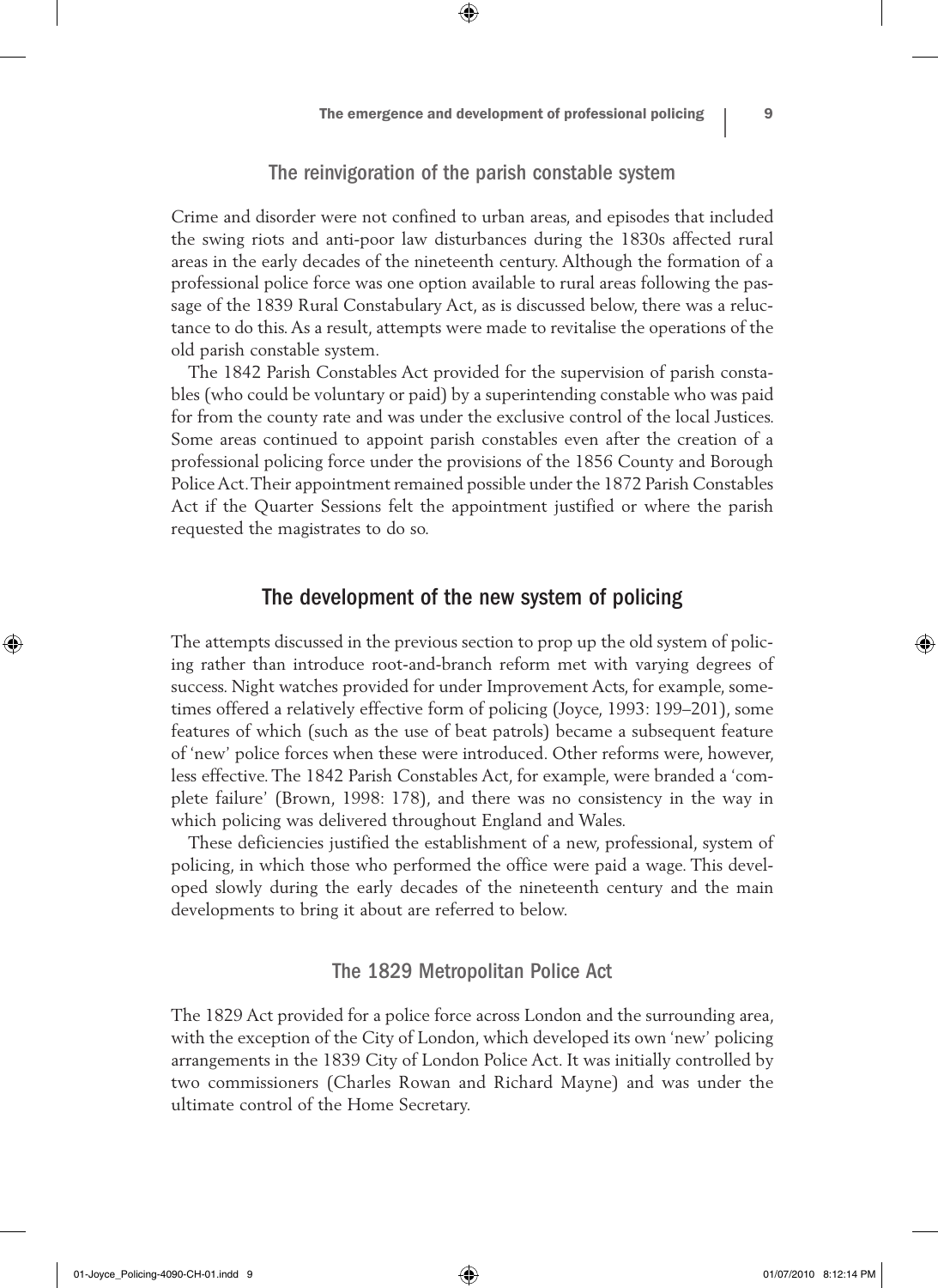### The reinvigoration of the parish constable system

Crime and disorder were not confined to urban areas, and episodes that included the swing riots and anti-poor law disturbances during the 1830s affected rural areas in the early decades of the nineteenth century. Although the formation of a professional police force was one option available to rural areas following the passage of the 1839 Rural Constabulary Act, as is discussed below, there was a reluctance to do this. As a result, attempts were made to revitalise the operations of the old parish constable system.

The 1842 Parish Constables Act provided for the supervision of parish constables (who could be voluntary or paid) by a superintending constable who was paid for from the county rate and was under the exclusive control of the local Justices. Some areas continued to appoint parish constables even after the creation of a professional policing force under the provisions of the 1856 County and Borough Police Act. Their appointment remained possible under the 1872 Parish Constables Act if the Quarter Sessions felt the appointment justified or where the parish requested the magistrates to do so.

## The development of the new system of policing

The attempts discussed in the previous section to prop up the old system of policing rather than introduce root-and-branch reform met with varying degrees of success. Night watches provided for under Improvement Acts, for example, sometimes offered a relatively effective form of policing (Joyce, 1993: 199–201), some features of which (such as the use of beat patrols) became a subsequent feature of 'new' police forces when these were introduced. Other reforms were, however, less effective. The 1842 Parish Constables Act, for example, were branded a 'complete failure' (Brown, 1998: 178), and there was no consistency in the way in which policing was delivered throughout England and Wales.

These deficiencies justified the establishment of a new, professional, system of policing, in which those who performed the office were paid a wage. This developed slowly during the early decades of the nineteenth century and the main developments to bring it about are referred to below.

### The 1829 Metropolitan Police Act

The 1829 Act provided for a police force across London and the surrounding area, with the exception of the City of London, which developed its own 'new' policing arrangements in the 1839 City of London Police Act. It was initially controlled by two commissioners (Charles Rowan and Richard Mayne) and was under the ultimate control of the Home Secretary.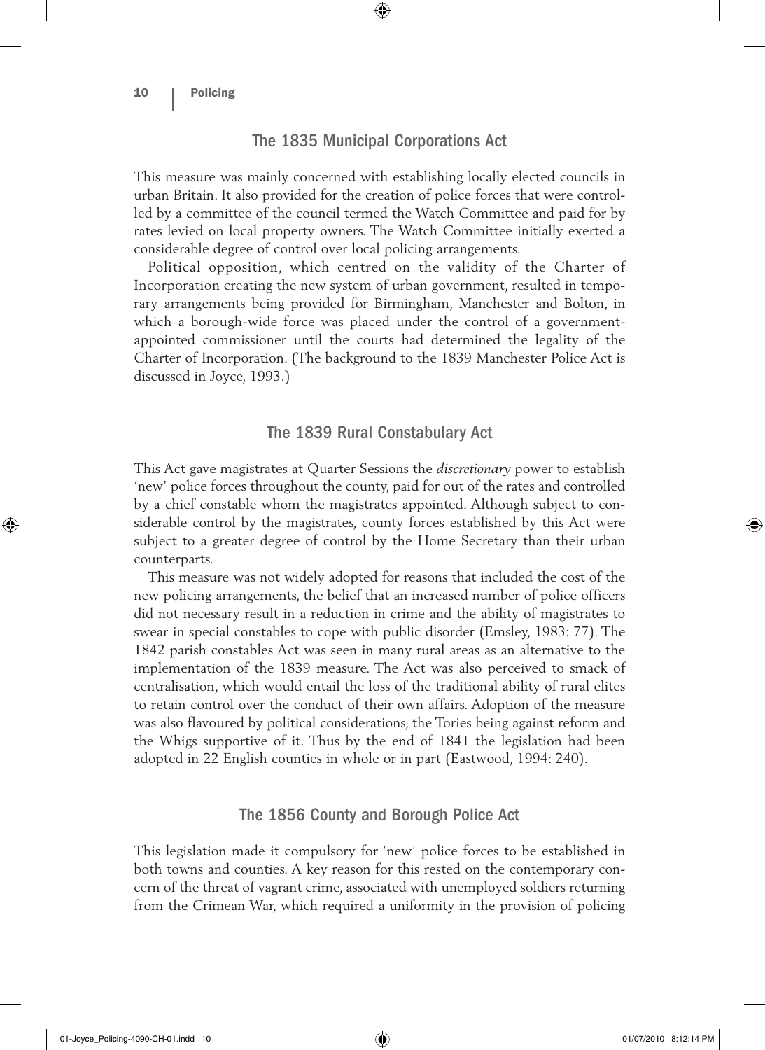## The 1835 Municipal Corporations Act

This measure was mainly concerned with establishing locally elected councils in urban Britain. It also provided for the creation of police forces that were controlled by a committee of the council termed the Watch Committee and paid for by rates levied on local property owners. The Watch Committee initially exerted a considerable degree of control over local policing arrangements.

Political opposition, which centred on the validity of the Charter of Incorporation creating the new system of urban government, resulted in temporary arrangements being provided for Birmingham, Manchester and Bolton, in which a borough-wide force was placed under the control of a government-appointed commissioner until the courts had determined the legality of the Charter of Incorporation. (The background to the 1839 Manchester Police Act is discussed in Joyce, 1993.)

## The 1839 Rural Constabulary Act

This Act gave magistrates at Quarter Sessions the *discretionary* power to establish 'new' police forces throughout the county, paid for out of the rates and controlled by a chief constable whom the magistrates appointed. Although subject to considerable control by the magistrates, county forces established by this Act were subject to a greater degree of control by the Home Secretary than their urban counterparts.

This measure was not widely adopted for reasons that included the cost of the new policing arrangements, the belief that an increased number of police officers did not necessary result in a reduction in crime and the ability of magistrates to swear in special constables to cope with public disorder (Emsley, 1983: 77). The 1842 parish constables Act was seen in many rural areas as an alternative to the implementation of the 1839 measure. The Act was also perceived to smack of centralisation, which would entail the loss of the traditional ability of rural elites to retain control over the conduct of their own affairs. Adoption of the measure was also flavoured by political considerations, the Tories being against reform and the Whigs supportive of it. Thus by the end of 1841 the legislation had been adopted in 22 English counties in whole or in part (Eastwood, 1994: 240).

## The 1856 County and Borough Police Act

This legislation made it compulsory for 'new' police forces to be established in both towns and counties. A key reason for this rested on the contemporary concern of the threat of vagrant crime, associated with unemployed soldiers returning from the Crimean War, which required a uniformity in the provision of policing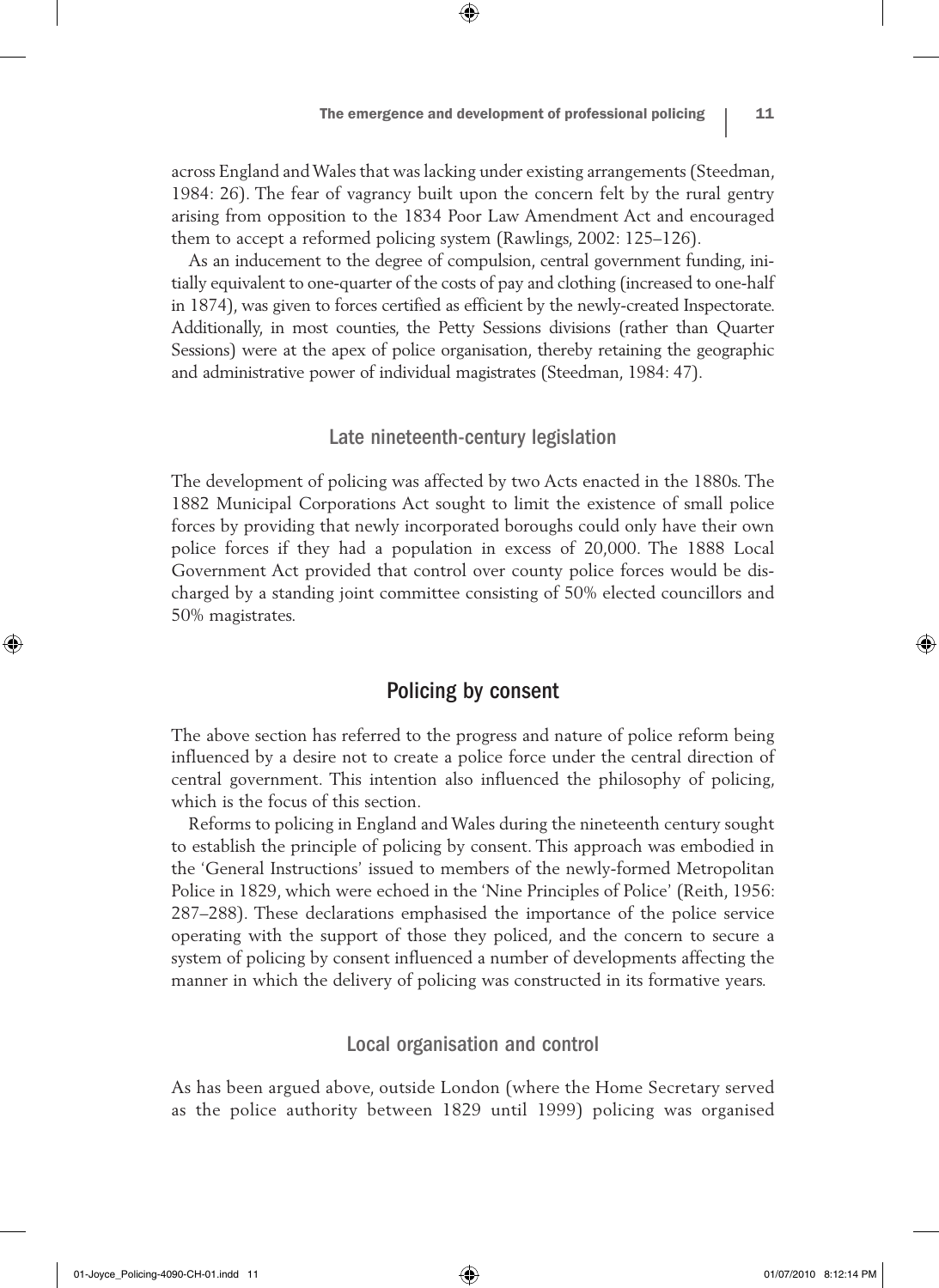across England and Wales that was lacking under existing arrangements (Steedman, 1984: 26). The fear of vagrancy built upon the concern felt by the rural gentry arising from opposition to the 1834 Poor Law Amendment Act and encouraged them to accept a reformed policing system (Rawlings, 2002: 125–126).

As an inducement to the degree of compulsion, central government funding, initially equivalent to one-quarter of the costs of pay and clothing (increased to one-half in 1874), was given to forces certified as efficient by the newly-created Inspectorate. Additionally, in most counties, the Petty Sessions divisions (rather than Quarter Sessions) were at the apex of police organisation, thereby retaining the geographic and administrative power of individual magistrates (Steedman, 1984: 47).

### Late nineteenth-century legislation

The development of policing was affected by two Acts enacted in the 1880s. The 1882 Municipal Corporations Act sought to limit the existence of small police forces by providing that newly incorporated boroughs could only have their own police forces if they had a population in excess of 20,000. The 1888 Local Government Act provided that control over county police forces would be discharged by a standing joint committee consisting of 50% elected councillors and 50% magistrates.

## Policing by consent

The above section has referred to the progress and nature of police reform being influenced by a desire not to create a police force under the central direction of central government. This intention also influenced the philosophy of policing, which is the focus of this section.

Reforms to policing in England and Wales during the nineteenth century sought to establish the principle of policing by consent. This approach was embodied in the 'General Instructions' issued to members of the newly-formed Metropolitan Police in 1829, which were echoed in the 'Nine Principles of Police' (Reith, 1956: 287–288). These declarations emphasised the importance of the police service operating with the support of those they policed, and the concern to secure a system of policing by consent influenced a number of developments affecting the manner in which the delivery of policing was constructed in its formative years.

### Local organisation and control

As has been argued above, outside London (where the Home Secretary served as the police authority between 1829 until 1999) policing was organised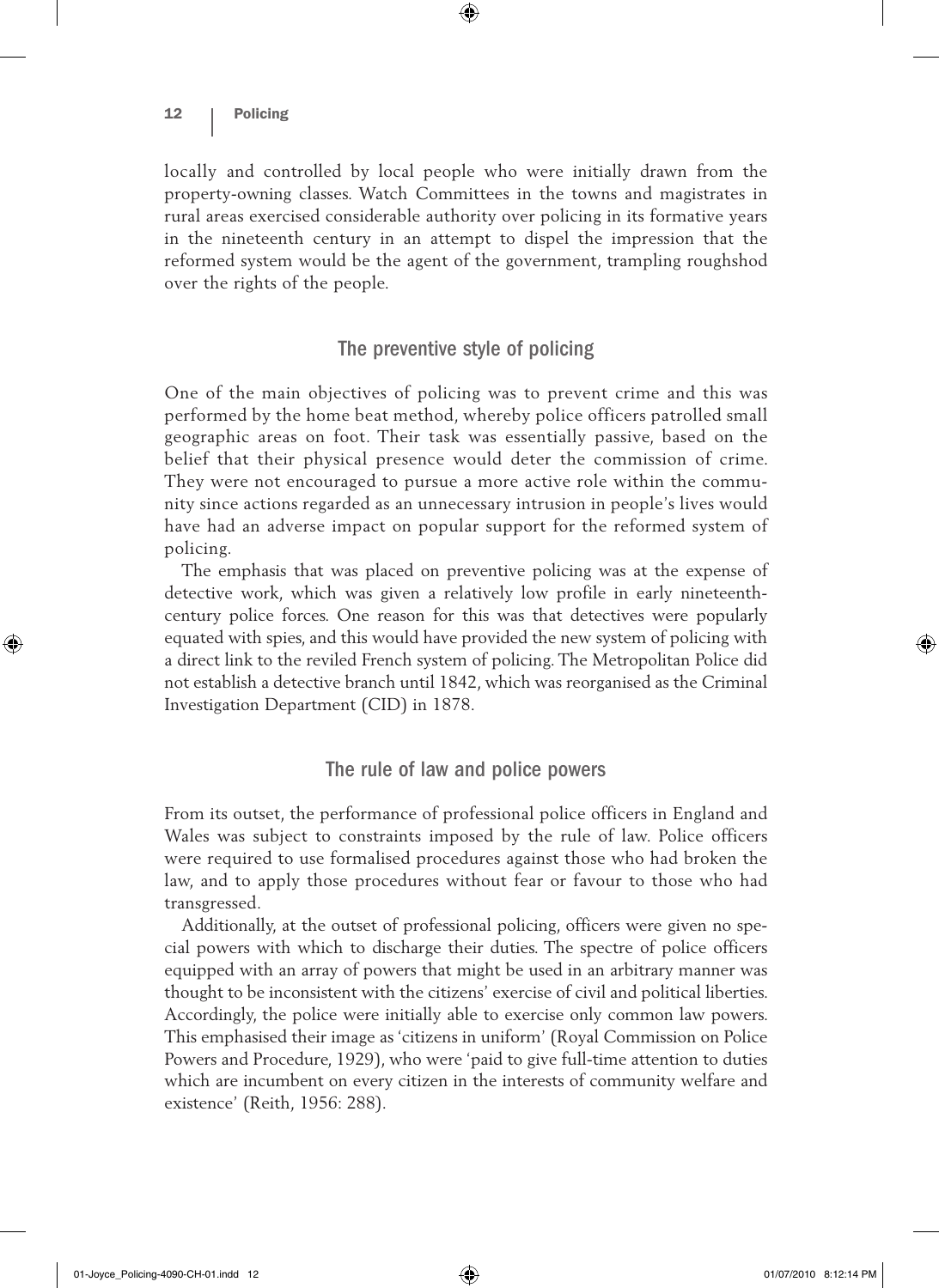locally and controlled by local people who were initially drawn from the property-owning classes. Watch Committees in the towns and magistrates in rural areas exercised considerable authority over policing in its formative years in the nineteenth century in an attempt to dispel the impression that the reformed system would be the agent of the government, trampling roughshod over the rights of the people.

## The preventive style of policing

One of the main objectives of policing was to prevent crime and this was performed by the home beat method, whereby police officers patrolled small geographic areas on foot. Their task was essentially passive, based on the belief that their physical presence would deter the commission of crime. They were not encouraged to pursue a more active role within the community since actions regarded as an unnecessary intrusion in people's lives would have had an adverse impact on popular support for the reformed system of policing.

The emphasis that was placed on preventive policing was at the expense of detective work, which was given a relatively low profile in early nineteenth-century police forces. One reason for this was that detectives were popularly equated with spies, and this would have provided the new system of policing with a direct link to the reviled French system of policing. The Metropolitan Police did not establish a detective branch until 1842, which was reorganised as the Criminal Investigation Department (CID) in 1878.

## The rule of law and police powers

From its outset, the performance of professional police officers in England and Wales was subject to constraints imposed by the rule of law. Police officers were required to use formalised procedures against those who had broken the law, and to apply those procedures without fear or favour to those who had transgressed.

Additionally, at the outset of professional policing, officers were given no special powers with which to discharge their duties. The spectre of police officers equipped with an array of powers that might be used in an arbitrary manner was thought to be inconsistent with the citizens' exercise of civil and political liberties. Accordingly, the police were initially able to exercise only common law powers. This emphasised their image as 'citizens in uniform' (Royal Commission on Police Powers and Procedure, 1929), who were 'paid to give full-time attention to duties which are incumbent on every citizen in the interests of community welfare and existence' (Reith, 1956: 288).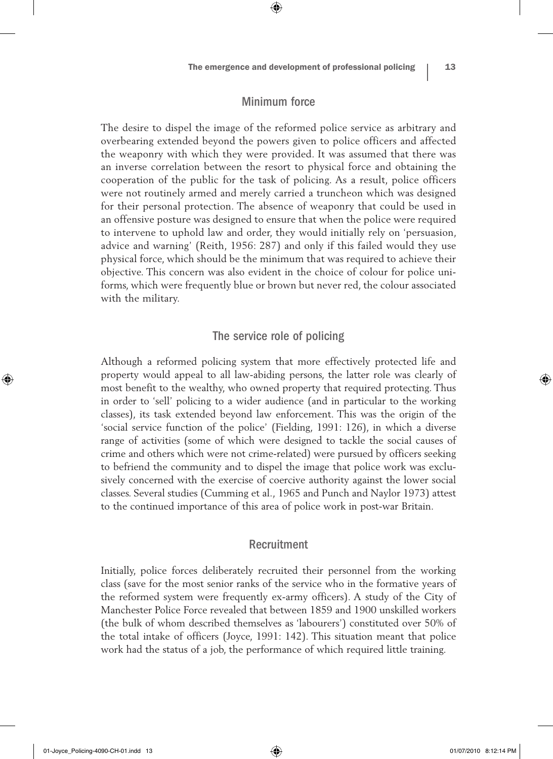## Minimum force

The desire to dispel the image of the reformed police service as arbitrary and overbearing extended beyond the powers given to police officers and affected the weaponry with which they were provided. It was assumed that there was an inverse correlation between the resort to physical force and obtaining the cooperation of the public for the task of policing. As a result, police officers were not routinely armed and merely carried a truncheon which was designed for their personal protection. The absence of weaponry that could be used in an offensive posture was designed to ensure that when the police were required to intervene to uphold law and order, they would initially rely on 'persuasion, advice and warning' (Reith, 1956: 287) and only if this failed would they use physical force, which should be the minimum that was required to achieve their objective. This concern was also evident in the choice of colour for police uniforms, which were frequently blue or brown but never red, the colour associated with the military.

## The service role of policing

Although a reformed policing system that more effectively protected life and property would appeal to all law-abiding persons, the latter role was clearly of most benefit to the wealthy, who owned property that required protecting. Thus in order to 'sell' policing to a wider audience (and in particular to the working classes), its task extended beyond law enforcement. This was the origin of the 'social service function of the police' (Fielding, 1991: 126), in which a diverse range of activities (some of which were designed to tackle the social causes of crime and others which were not crime-related) were pursued by officers seeking to befriend the community and to dispel the image that police work was exclusively concerned with the exercise of coercive authority against the lower social classes. Several studies (Cumming et al., 1965 and Punch and Naylor 1973) attest to the continued importance of this area of police work in post-war Britain.

## Recruitment

Initially, police forces deliberately recruited their personnel from the working class (save for the most senior ranks of the service who in the formative years of the reformed system were frequently ex-army officers). A study of the City of Manchester Police Force revealed that between 1859 and 1900 unskilled workers (the bulk of whom described themselves as 'labourers') constituted over 50% of the total intake of officers (Joyce, 1991: 142). This situation meant that police work had the status of a job, the performance of which required little training.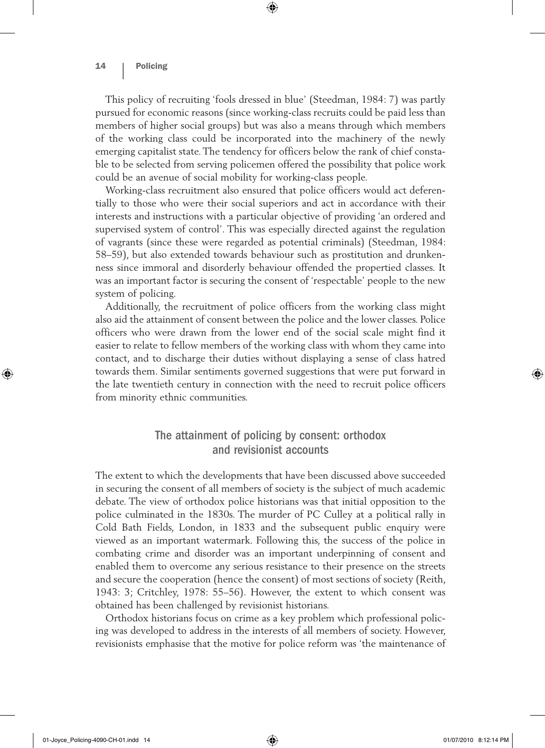This policy of recruiting 'fools dressed in blue' (Steedman, 1984: 7) was partly pursued for economic reasons (since working-class recruits could be paid less than members of higher social groups) but was also a means through which members of the working class could be incorporated into the machinery of the newly emerging capitalist state. The tendency for officers below the rank of chief constable to be selected from serving policemen offered the possibility that police work could be an avenue of social mobility for working-class people.

Working-class recruitment also ensured that police officers would act deferentially to those who were their social superiors and act in accordance with their interests and instructions with a particular objective of providing 'an ordered and supervised system of control'. This was especially directed against the regulation of vagrants (since these were regarded as potential criminals) (Steedman, 1984: 58–59), but also extended towards behaviour such as prostitution and drunkenness since immoral and disorderly behaviour offended the propertied classes. It was an important factor is securing the consent of 'respectable' people to the new system of policing.

Additionally, the recruitment of police officers from the working class might also aid the attainment of consent between the police and the lower classes. Police officers who were drawn from the lower end of the social scale might find it easier to relate to fellow members of the working class with whom they came into contact, and to discharge their duties without displaying a sense of class hatred towards them. Similar sentiments governed suggestions that were put forward in the late twentieth century in connection with the need to recruit police officers from minority ethnic communities.

## The attainment of policing by consent: orthodox and revisionist accounts

The extent to which the developments that have been discussed above succeeded in securing the consent of all members of society is the subject of much academic debate. The view of orthodox police historians was that initial opposition to the police culminated in the 1830s. The murder of PC Culley at a political rally in Cold Bath Fields, London, in 1833 and the subsequent public enquiry were viewed as an important watermark. Following this, the success of the police in combating crime and disorder was an important underpinning of consent and enabled them to overcome any serious resistance to their presence on the streets and secure the cooperation (hence the consent) of most sections of society (Reith, 1943: 3; Critchley, 1978: 55–56). However, the extent to which consent was obtained has been challenged by revisionist historians.

Orthodox historians focus on crime as a key problem which professional policing was developed to address in the interests of all members of society. However, revisionists emphasise that the motive for police reform was 'the maintenance of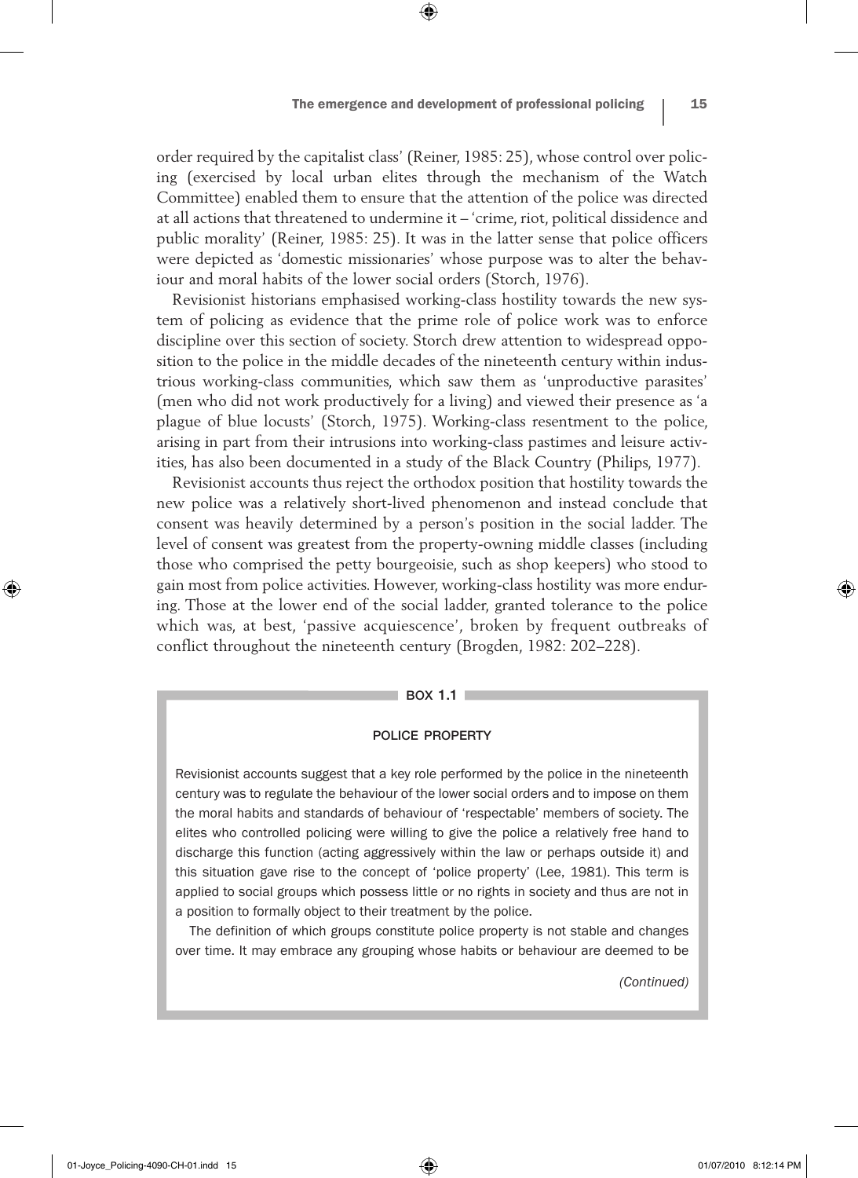order required by the capitalist class' (Reiner, 1985: 25), whose control over policing (exercised by local urban elites through the mechanism of the Watch Committee) enabled them to ensure that the attention of the police was directed at all actions that threatened to undermine it – 'crime, riot, political dissidence and public morality' (Reiner, 1985: 25). It was in the latter sense that police officers were depicted as 'domestic missionaries' whose purpose was to alter the behaviour and moral habits of the lower social orders (Storch, 1976).

Revisionist historians emphasised working-class hostility towards the new system of policing as evidence that the prime role of police work was to enforce discipline over this section of society. Storch drew attention to widespread opposition to the police in the middle decades of the nineteenth century within industrious working-class communities, which saw them as 'unproductive parasites' (men who did not work productively for a living) and viewed their presence as 'a plague of blue locusts' (Storch, 1975). Working-class resentment to the police, arising in part from their intrusions into working-class pastimes and leisure activities, has also been documented in a study of the Black Country (Philips, 1977).

Revisionist accounts thus reject the orthodox position that hostility towards the new police was a relatively short-lived phenomenon and instead conclude that consent was heavily determined by a person's position in the social ladder. The level of consent was greatest from the property-owning middle classes (including those who comprised the petty bourgeoisie, such as shop keepers) who stood to gain most from police activities. However, working-class hostility was more enduring. Those at the lower end of the social ladder, granted tolerance to the police which was, at best, 'passive acquiescence', broken by frequent outbreaks of conflict throughout the nineteenth century (Brogden, 1982: 202–228).

**BOX 1.1**

**POLICE PROPERTY**

Revisionist accounts suggest that a key role performed by the police in the nineteenth century was to regulate the behaviour of the lower social orders and to impose on them the moral habits and standards of behaviour of 'respectable' members of society. The elites who controlled policing were willing to give the police a relatively free hand to discharge this function (acting aggressively within the law or perhaps outside it) and this situation gave rise to the concept of 'police property' (Lee, 1981). This term is applied to social groups which possess little or no rights in society and thus are not in a position to formally object to their treatment by the police.

The definition of which groups constitute police property is not stable and changes over time. It may embrace any grouping whose habits or behaviour are deemed to be

*(Continued)*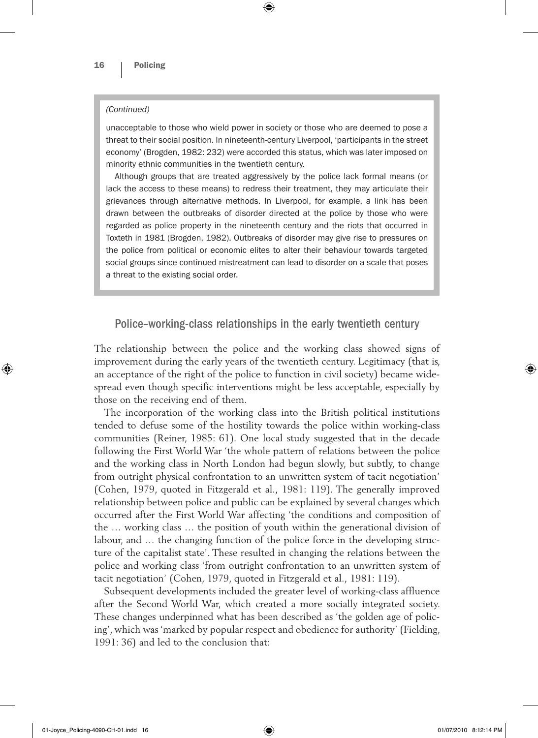*(Continued)*

unacceptable to those who wield power in society or those who are deemed to pose a threat to their social position. In nineteenth-century Liverpool, 'participants in the street economy' (Brogden, 1982: 232) were accorded this status, which was later imposed on minority ethnic communities in the twentieth century.

Although groups that are treated aggressively by the police lack formal means (or lack the access to these means) to redress their treatment, they may articulate their grievances through alternative methods. In Liverpool, for example, a link has been drawn between the outbreaks of disorder directed at the police by those who were regarded as police property in the nineteenth century and the riots that occurred in Toxteth in 1981 (Brogden, 1982). Outbreaks of disorder may give rise to pressures on the police from political or economic elites to alter their behaviour towards targeted social groups since continued mistreatment can lead to disorder on a scale that poses a threat to the existing social order.

## Police–working-class relationships in the early twentieth century

The relationship between the police and the working class showed signs of improvement during the early years of the twentieth century. Legitimacy (that is, an acceptance of the right of the police to function in civil society) became widespread even though specific interventions might be less acceptable, especially by those on the receiving end of them.

The incorporation of the working class into the British political institutions tended to defuse some of the hostility towards the police within working-class communities (Reiner, 1985: 61). One local study suggested that in the decade following the First World War 'the whole pattern of relations between the police and the working class in North London had begun slowly, but subtly, to change from outright physical confrontation to an unwritten system of tacit negotiation' (Cohen, 1979, quoted in Fitzgerald et al., 1981: 119). The generally improved relationship between police and public can be explained by several changes which occurred after the First World War affecting 'the conditions and composition of the … working class … the position of youth within the generational division of labour, and … the changing function of the police force in the developing structure of the capitalist state'. These resulted in changing the relations between the police and working class 'from outright confrontation to an unwritten system of tacit negotiation' (Cohen, 1979, quoted in Fitzgerald et al., 1981: 119).

Subsequent developments included the greater level of working-class affluence after the Second World War, which created a more socially integrated society. These changes underpinned what has been described as 'the golden age of policing', which was 'marked by popular respect and obedience for authority' (Fielding, 1991: 36) and led to the conclusion that: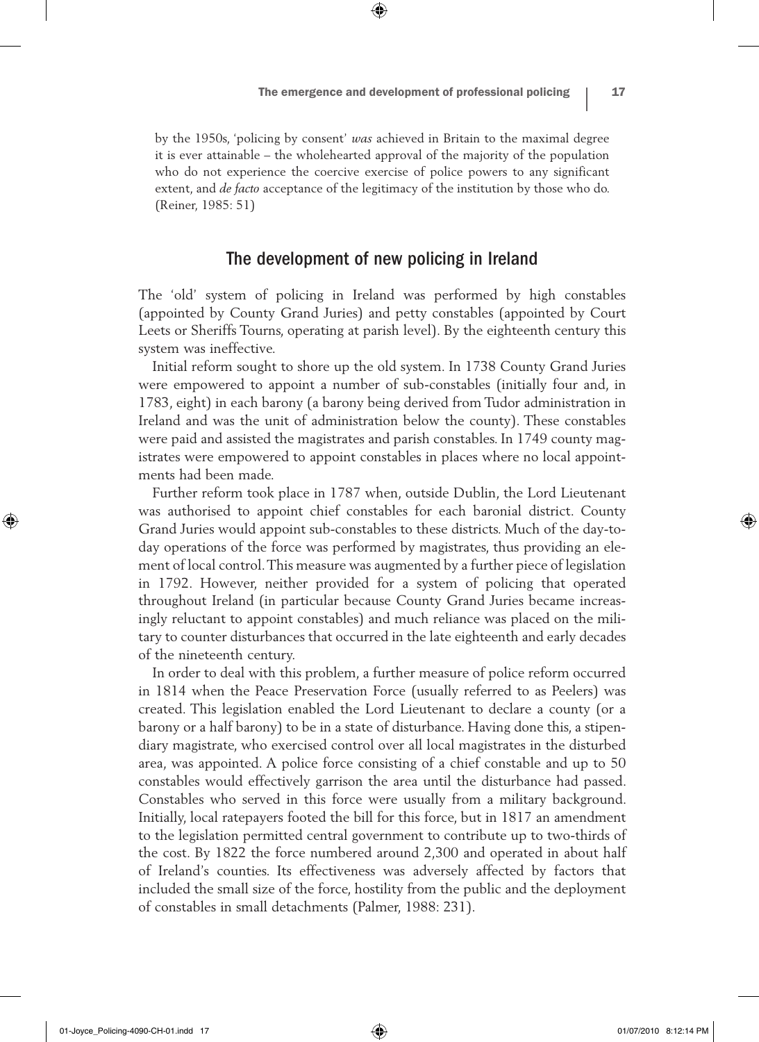by the 1950s, 'policing by consent' *was* achieved in Britain to the maximal degree it is ever attainable – the wholehearted approval of the majority of the population who do not experience the coercive exercise of police powers to any significant extent, and *de facto* acceptance of the legitimacy of the institution by those who do. (Reiner, 1985: 51)

## The development of new policing in Ireland

The 'old' system of policing in Ireland was performed by high constables (appointed by County Grand Juries) and petty constables (appointed by Court Leets or Sheriffs Tourns, operating at parish level). By the eighteenth century this system was ineffective.

Initial reform sought to shore up the old system. In 1738 County Grand Juries were empowered to appoint a number of sub-constables (initially four and, in 1783, eight) in each barony (a barony being derived from Tudor administration in Ireland and was the unit of administration below the county). These constables were paid and assisted the magistrates and parish constables. In 1749 county magistrates were empowered to appoint constables in places where no local appointments had been made.

Further reform took place in 1787 when, outside Dublin, the Lord Lieutenant was authorised to appoint chief constables for each baronial district. County Grand Juries would appoint sub-constables to these districts. Much of the day-to-day operations of the force was performed by magistrates, thus providing an element of local control. This measure was augmented by a further piece of legislation in 1792. However, neither provided for a system of policing that operated throughout Ireland (in particular because County Grand Juries became increasingly reluctant to appoint constables) and much reliance was placed on the military to counter disturbances that occurred in the late eighteenth and early decades of the nineteenth century.

In order to deal with this problem, a further measure of police reform occurred in 1814 when the Peace Preservation Force (usually referred to as Peelers) was created. This legislation enabled the Lord Lieutenant to declare a county (or a barony or a half barony) to be in a state of disturbance. Having done this, a stipendiary magistrate, who exercised control over all local magistrates in the disturbed area, was appointed. A police force consisting of a chief constable and up to 50 constables would effectively garrison the area until the disturbance had passed. Constables who served in this force were usually from a military background. Initially, local ratepayers footed the bill for this force, but in 1817 an amendment to the legislation permitted central government to contribute up to two-thirds of the cost. By 1822 the force numbered around 2,300 and operated in about half of Ireland's counties. Its effectiveness was adversely affected by factors that included the small size of the force, hostility from the public and the deployment of constables in small detachments (Palmer, 1988: 231).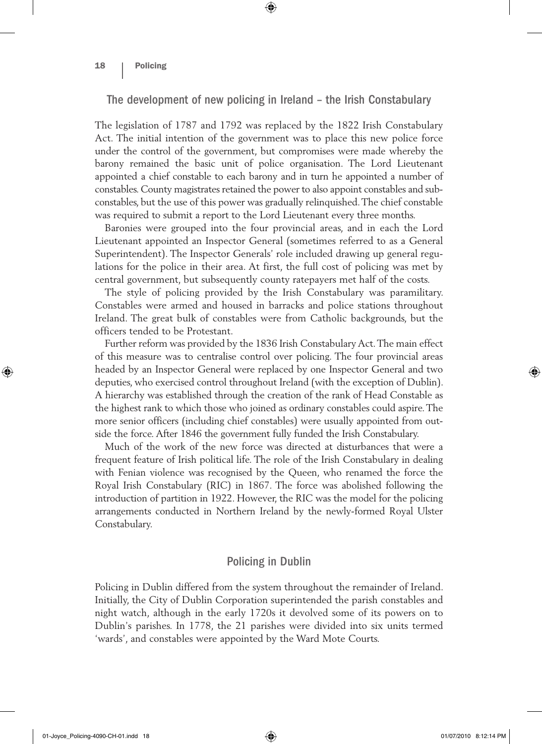## The development of new policing in Ireland – the Irish Constabulary

The legislation of 1787 and 1792 was replaced by the 1822 Irish Constabulary Act. The initial intention of the government was to place this new police force under the control of the government, but compromises were made whereby the barony remained the basic unit of police organisation. The Lord Lieutenant appointed a chief constable to each barony and in turn he appointed a number of constables. County magistrates retained the power to also appoint constables and sub-constables, but the use of this power was gradually relinquished. The chief constable was required to submit a report to the Lord Lieutenant every three months.

Baronies were grouped into the four provincial areas, and in each the Lord Lieutenant appointed an Inspector General (sometimes referred to as a General Superintendent). The Inspector Generals' role included drawing up general regulations for the police in their area. At first, the full cost of policing was met by central government, but subsequently county ratepayers met half of the costs.

The style of policing provided by the Irish Constabulary was paramilitary. Constables were armed and housed in barracks and police stations throughout Ireland. The great bulk of constables were from Catholic backgrounds, but the officers tended to be Protestant.

Further reform was provided by the 1836 Irish Constabulary Act. The main effect of this measure was to centralise control over policing. The four provincial areas headed by an Inspector General were replaced by one Inspector General and two deputies, who exercised control throughout Ireland (with the exception of Dublin). A hierarchy was established through the creation of the rank of Head Constable as the highest rank to which those who joined as ordinary constables could aspire. The more senior officers (including chief constables) were usually appointed from outside the force. After 1846 the government fully funded the Irish Constabulary.

Much of the work of the new force was directed at disturbances that were a frequent feature of Irish political life. The role of the Irish Constabulary in dealing with Fenian violence was recognised by the Queen, who renamed the force the Royal Irish Constabulary (RIC) in 1867. The force was abolished following the introduction of partition in 1922. However, the RIC was the model for the policing arrangements conducted in Northern Ireland by the newly-formed Royal Ulster Constabulary.

## Policing in Dublin

Policing in Dublin differed from the system throughout the remainder of Ireland. Initially, the City of Dublin Corporation superintended the parish constables and night watch, although in the early 1720s it devolved some of its powers on to Dublin's parishes. In 1778, the 21 parishes were divided into six units termed 'wards', and constables were appointed by the Ward Mote Courts.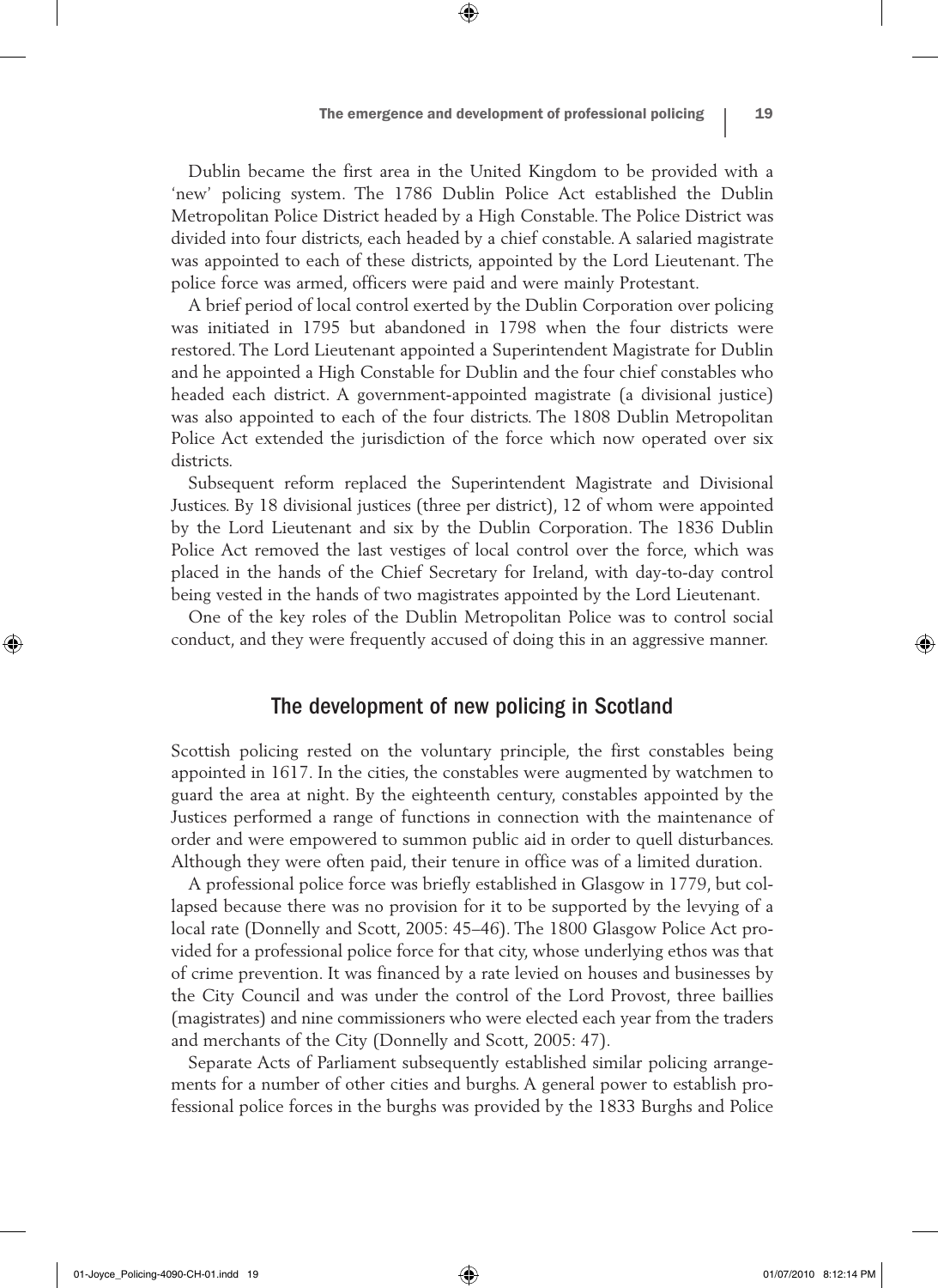Dublin became the first area in the United Kingdom to be provided with a 'new' policing system. The 1786 Dublin Police Act established the Dublin Metropolitan Police District headed by a High Constable. The Police District was divided into four districts, each headed by a chief constable. A salaried magistrate was appointed to each of these districts, appointed by the Lord Lieutenant. The police force was armed, officers were paid and were mainly Protestant.

A brief period of local control exerted by the Dublin Corporation over policing was initiated in 1795 but abandoned in 1798 when the four districts were restored. The Lord Lieutenant appointed a Superintendent Magistrate for Dublin and he appointed a High Constable for Dublin and the four chief constables who headed each district. A government-appointed magistrate (a divisional justice) was also appointed to each of the four districts. The 1808 Dublin Metropolitan Police Act extended the jurisdiction of the force which now operated over six districts.

Subsequent reform replaced the Superintendent Magistrate and Divisional Justices. By 18 divisional justices (three per district), 12 of whom were appointed by the Lord Lieutenant and six by the Dublin Corporation. The 1836 Dublin Police Act removed the last vestiges of local control over the force, which was placed in the hands of the Chief Secretary for Ireland, with day-to-day control being vested in the hands of two magistrates appointed by the Lord Lieutenant.

One of the key roles of the Dublin Metropolitan Police was to control social conduct, and they were frequently accused of doing this in an aggressive manner.

## The development of new policing in Scotland

Scottish policing rested on the voluntary principle, the first constables being appointed in 1617. In the cities, the constables were augmented by watchmen to guard the area at night. By the eighteenth century, constables appointed by the Justices performed a range of functions in connection with the maintenance of order and were empowered to summon public aid in order to quell disturbances. Although they were often paid, their tenure in office was of a limited duration.

A professional police force was briefly established in Glasgow in 1779, but collapsed because there was no provision for it to be supported by the levying of a local rate (Donnelly and Scott, 2005: 45–46). The 1800 Glasgow Police Act provided for a professional police force for that city, whose underlying ethos was that of crime prevention. It was financed by a rate levied on houses and businesses by the City Council and was under the control of the Lord Provost, three baillies (magistrates) and nine commissioners who were elected each year from the traders and merchants of the City (Donnelly and Scott, 2005: 47).

Separate Acts of Parliament subsequently established similar policing arrangements for a number of other cities and burghs. A general power to establish professional police forces in the burghs was provided by the 1833 Burghs and Police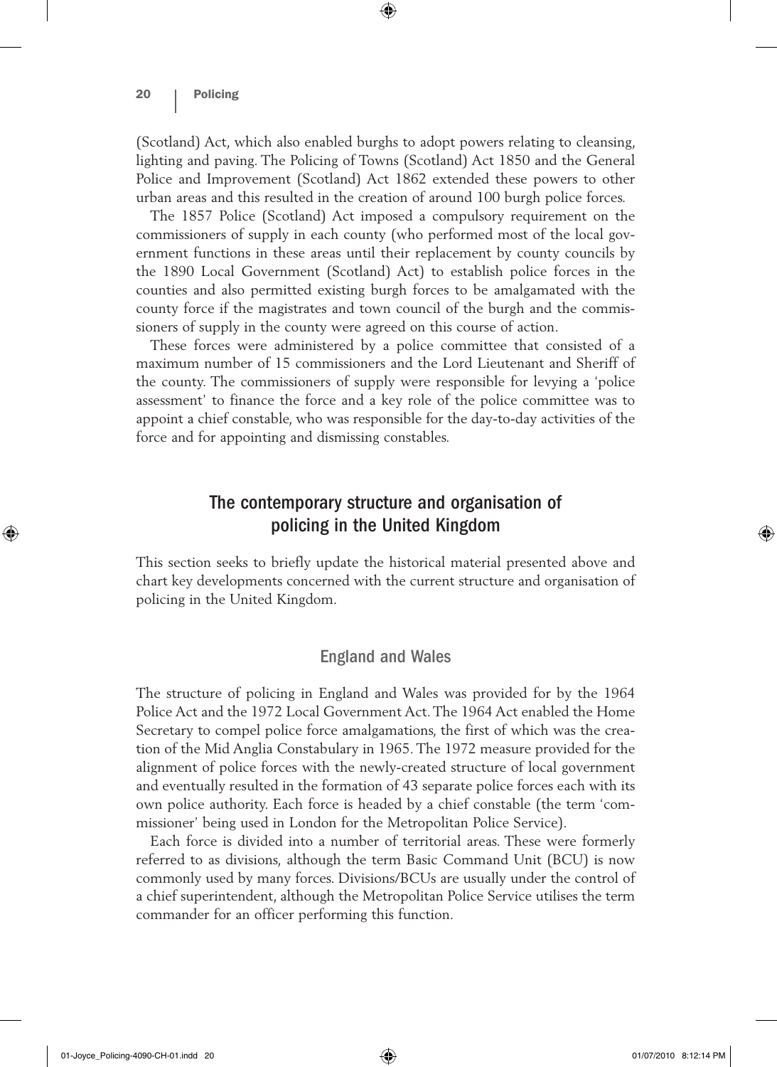(Scotland) Act, which also enabled burghs to adopt powers relating to cleansing, lighting and paving. The Policing of Towns (Scotland) Act 1850 and the General Police and Improvement (Scotland) Act 1862 extended these powers to other urban areas and this resulted in the creation of around 100 burgh police forces.

The 1857 Police (Scotland) Act imposed a compulsory requirement on the commissioners of supply in each county (who performed most of the local government functions in these areas until their replacement by county councils by the 1890 Local Government (Scotland) Act) to establish police forces in the counties and also permitted existing burgh forces to be amalgamated with the county force if the magistrates and town council of the burgh and the commissioners of supply in the county were agreed on this course of action.

These forces were administered by a police committee that consisted of a maximum number of 15 commissioners and the Lord Lieutenant and Sheriff of the county. The commissioners of supply were responsible for levying a 'police assessment' to finance the force and a key role of the police committee was to appoint a chief constable, who was responsible for the day-to-day activities of the force and for appointing and dismissing constables.

## The contemporary structure and organisation of policing in the United Kingdom

This section seeks to briefly update the historical material presented above and chart key developments concerned with the current structure and organisation of policing in the United Kingdom.

### England and Wales

The structure of policing in England and Wales was provided for by the 1964 Police Act and the 1972 Local Government Act. The 1964 Act enabled the Home Secretary to compel police force amalgamations, the first of which was the creation of the Mid Anglia Constabulary in 1965. The 1972 measure provided for the alignment of police forces with the newly-created structure of local government and eventually resulted in the formation of 43 separate police forces each with its own police authority. Each force is headed by a chief constable (the term 'commissioner' being used in London for the Metropolitan Police Service).

Each force is divided into a number of territorial areas. These were formerly referred to as divisions, although the term Basic Command Unit (BCU) is now commonly used by many forces. Divisions/BCUs are usually under the control of a chief superintendent, although the Metropolitan Police Service utilises the term commander for an officer performing this function.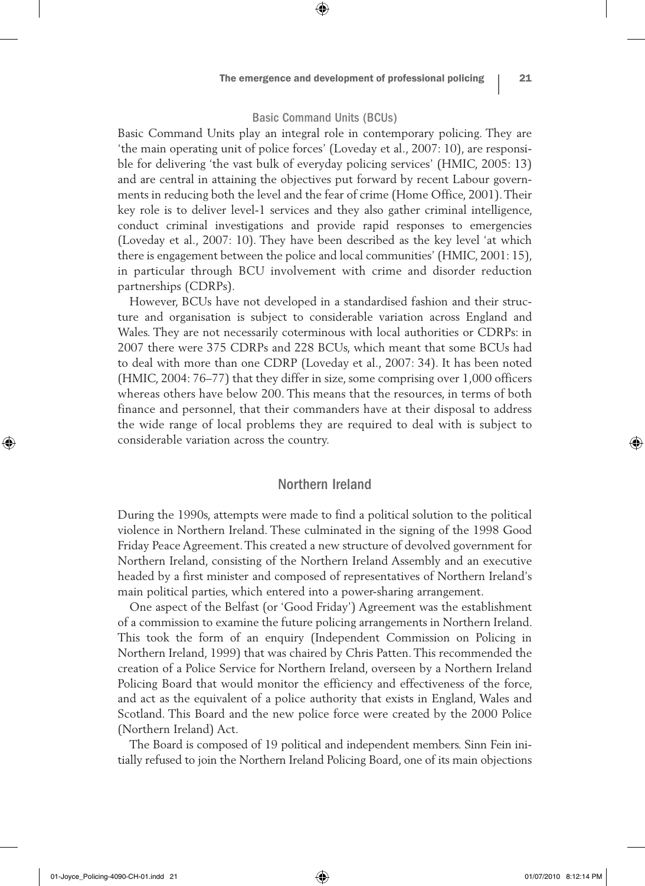### Basic Command Units (BCUs)

Basic Command Units play an integral role in contemporary policing. They are 'the main operating unit of police forces' (Loveday et al., 2007: 10), are responsible for delivering 'the vast bulk of everyday policing services' (HMIC, 2005: 13) and are central in attaining the objectives put forward by recent Labour governments in reducing both the level and the fear of crime (Home Office, 2001). Their key role is to deliver level-1 services and they also gather criminal intelligence, conduct criminal investigations and provide rapid responses to emergencies (Loveday et al., 2007: 10). They have been described as the key level 'at which there is engagement between the police and local communities' (HMIC, 2001: 15), in particular through BCU involvement with crime and disorder reduction partnerships (CDRPs).

However, BCUs have not developed in a standardised fashion and their structure and organisation is subject to considerable variation across England and Wales. They are not necessarily coterminous with local authorities or CDRPs: in 2007 there were 375 CDRPs and 228 BCUs, which meant that some BCUs had to deal with more than one CDRP (Loveday et al., 2007: 34). It has been noted (HMIC, 2004: 76–77) that they differ in size, some comprising over 1,000 officers whereas others have below 200. This means that the resources, in terms of both finance and personnel, that their commanders have at their disposal to address the wide range of local problems they are required to deal with is subject to considerable variation across the country.

## Northern Ireland

During the 1990s, attempts were made to find a political solution to the political violence in Northern Ireland. These culminated in the signing of the 1998 Good Friday Peace Agreement. This created a new structure of devolved government for Northern Ireland, consisting of the Northern Ireland Assembly and an executive headed by a first minister and composed of representatives of Northern Ireland's main political parties, which entered into a power-sharing arrangement.

One aspect of the Belfast (or 'Good Friday') Agreement was the establishment of a commission to examine the future policing arrangements in Northern Ireland. This took the form of an enquiry (Independent Commission on Policing in Northern Ireland, 1999) that was chaired by Chris Patten. This recommended the creation of a Police Service for Northern Ireland, overseen by a Northern Ireland Policing Board that would monitor the efficiency and effectiveness of the force, and act as the equivalent of a police authority that exists in England, Wales and Scotland. This Board and the new police force were created by the 2000 Police (Northern Ireland) Act.

The Board is composed of 19 political and independent members. Sinn Fein initially refused to join the Northern Ireland Policing Board, one of its main objections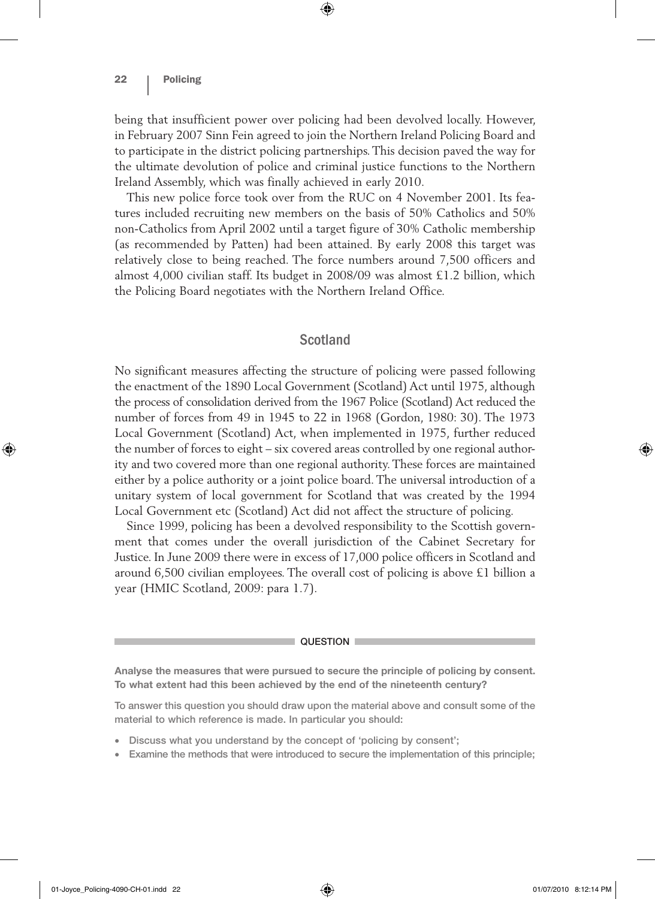being that insufficient power over policing had been devolved locally. However, in February 2007 Sinn Fein agreed to join the Northern Ireland Policing Board and to participate in the district policing partnerships. This decision paved the way for the ultimate devolution of police and criminal justice functions to the Northern Ireland Assembly, which was finally achieved in early 2010.

This new police force took over from the RUC on 4 November 2001. Its features included recruiting new members on the basis of 50% Catholics and 50% non-Catholics from April 2002 until a target figure of 30% Catholic membership (as recommended by Patten) had been attained. By early 2008 this target was relatively close to being reached. The force numbers around 7,500 officers and almost 4,000 civilian staff. Its budget in 2008/09 was almost £1.2 billion, which the Policing Board negotiates with the Northern Ireland Office.

## Scotland

No significant measures affecting the structure of policing were passed following the enactment of the 1890 Local Government (Scotland) Act until 1975, although the process of consolidation derived from the 1967 Police (Scotland) Act reduced the number of forces from 49 in 1945 to 22 in 1968 (Gordon, 1980: 30). The 1973 Local Government (Scotland) Act, when implemented in 1975, further reduced the number of forces to eight – six covered areas controlled by one regional authority and two covered more than one regional authority. These forces are maintained either by a police authority or a joint police board. The universal introduction of a unitary system of local government for Scotland that was created by the 1994 Local Government etc (Scotland) Act did not affect the structure of policing.

Since 1999, policing has been a devolved responsibility to the Scottish government that comes under the overall jurisdiction of the Cabinet Secretary for Justice. In June 2009 there were in excess of 17,000 police officers in Scotland and around 6,500 civilian employees. The overall cost of policing is above £1 billion a year (HMIC Scotland, 2009: para 1.7).

**QUESTION**

**Analyse the measures that were pursued to secure the principle of policing by consent. To what extent had this been achieved by the end of the nineteenth century?**

**To answer this question you should draw upon the material above and consult some of the material to which reference is made. In particular you should:**

- **Discuss what you understand by the concept of 'policing by consent';**
- **Examine the methods that were introduced to secure the implementation of this principle;**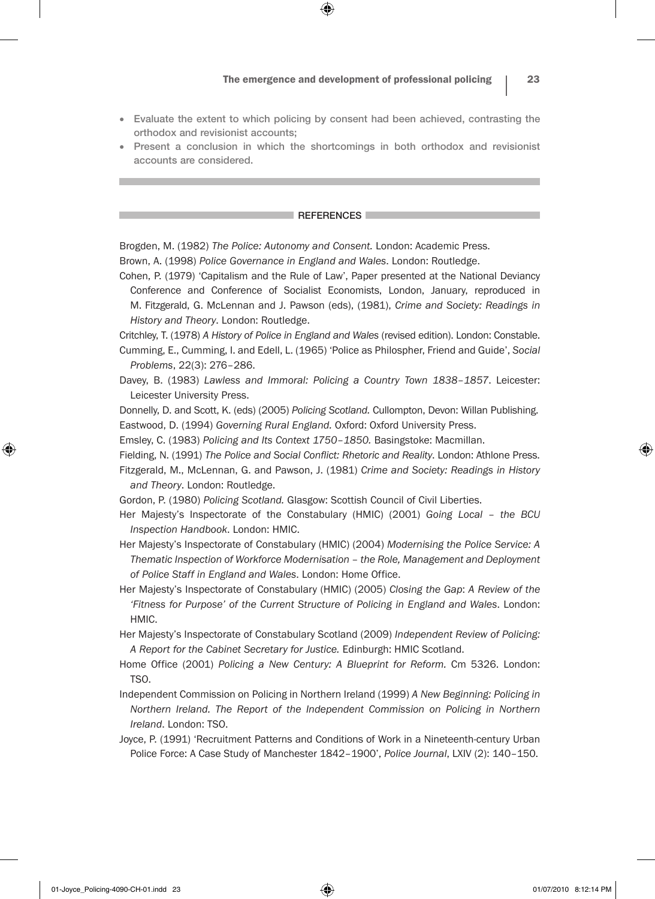- Evaluate the extent to which policing by consent had been achieved, contrasting the orthodox and revisionist accounts;
- Present a conclusion in which the shortcomings in both orthodox and revisionist accounts are considered.

## REFERENCES

Brogden, M. (1982) *The Police: Autonomy and Consent.* London: Academic Press.

Brown, A. (1998) *Police Governance in England and Wales*. London: Routledge.

Cohen, P. (1979) 'Capitalism and the Rule of Law', Paper presented at the National Deviancy Conference and Conference of Socialist Economists, London, January, reproduced in M. Fitzgerald, G. McLennan and J. Pawson (eds), (1981), *Crime and Society: Readings in History and Theory*. London: Routledge.

Critchley, T. (1978) *A History of Police in England and Wales* (revised edition). London: Constable.

Cumming, E., Cumming, I. and Edell, L. (1965) 'Police as Philospher, Friend and Guide', *Social Problems*, 22(3): 276–286.

Davey, B. (1983) *Lawless and Immoral: Policing a Country Town 1838–1857*. Leicester: Leicester University Press.

Donnelly, D. and Scott, K. (eds) (2005) *Policing Scotland.* Cullompton, Devon: Willan Publishing.

Eastwood, D. (1994) *Governing Rural England.* Oxford: Oxford University Press.

Emsley, C. (1983) *Policing and Its Context 1750–1850.* Basingstoke: Macmillan.

Fielding, N. (1991) *The Police and Social Conflict: Rhetoric and Reality*. London: Athlone Press.

Fitzgerald, M., McLennan, G. and Pawson, J. (1981) *Crime and Society: Readings in History and Theory*. London: Routledge.

Gordon, P. (1980) *Policing Scotland.* Glasgow: Scottish Council of Civil Liberties.

Her Majesty's Inspectorate of the Constabulary (HMIC) (2001) *Going Local – the BCU Inspection Handbook*. London: HMIC.

Her Majesty's Inspectorate of Constabulary (HMIC) (2004) *Modernising the Police Service: A Thematic Inspection of Workforce Modernisation – the Role, Management and Deployment of Police Staff in England and Wales*. London: Home Office.

Her Majesty's Inspectorate of Constabulary (HMIC) (2005) *Closing the Gap: A Review of the 'Fitness for Purpose' of the Current Structure of Policing in England and Wales*. London: HMIC.

Her Majesty's Inspectorate of Constabulary Scotland (2009) *Independent Review of Policing: A Report for the Cabinet Secretary for Justice.* Edinburgh: HMIC Scotland.

Home Office (2001) *Policing a New Century: A Blueprint for Reform.* Cm 5326. London: TSO.

Independent Commission on Policing in Northern Ireland (1999) *A New Beginning: Policing in Northern Ireland. The Report of the Independent Commission on Policing in Northern Ireland*. London: TSO.

Joyce, P. (1991) 'Recruitment Patterns and Conditions of Work in a Nineteenth-century Urban Police Force: A Case Study of Manchester 1842–1900', *Police Journal*, LXIV (2): 140–150.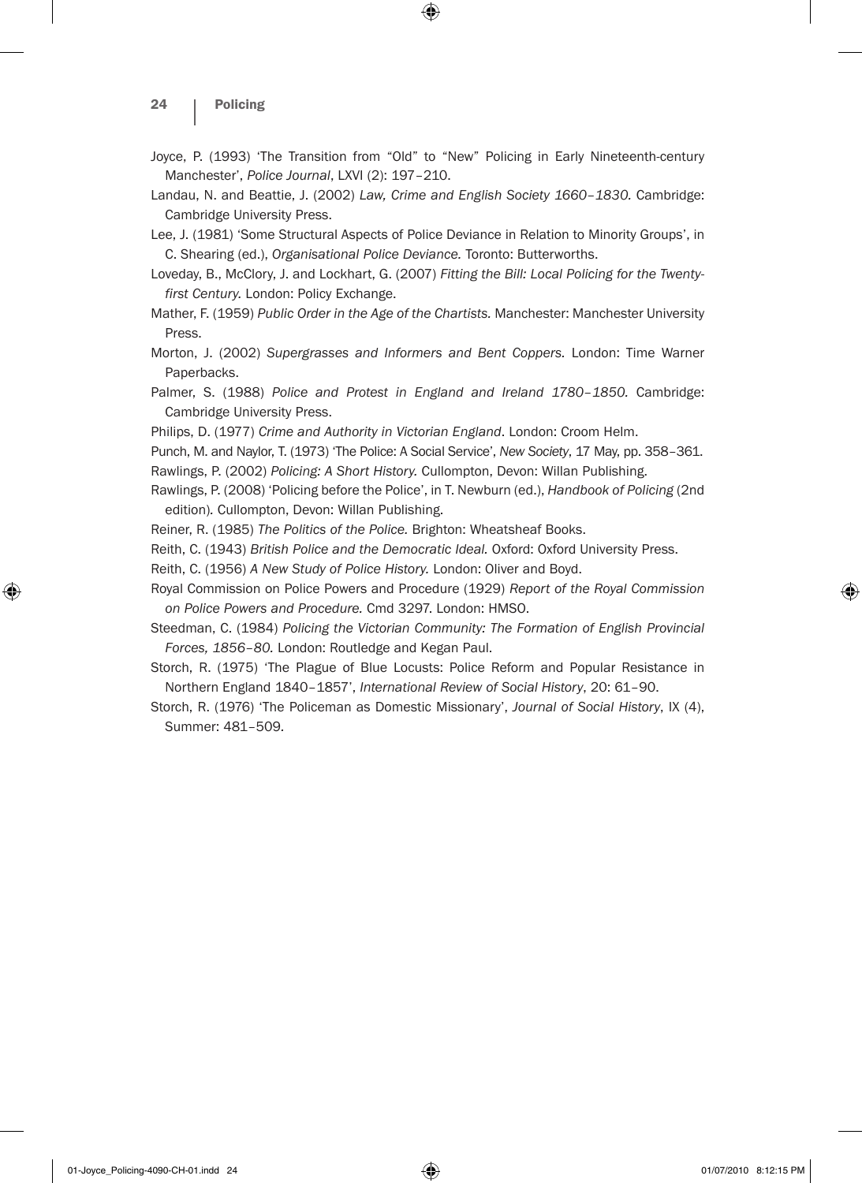Joyce, P. (1993) 'The Transition from "Old" to "New" Policing in Early Nineteenth-century Manchester', *Police Journal*, LXVI (2): 197–210.

Landau, N. and Beattie, J. (2002) *Law, Crime and English Society 1660–1830.* Cambridge: Cambridge University Press.

Lee, J. (1981) 'Some Structural Aspects of Police Deviance in Relation to Minority Groups', in C. Shearing (ed.), *Organisational Police Deviance.* Toronto: Butterworths.

Loveday, B., McClory, J. and Lockhart, G. (2007) *Fitting the Bill: Local Policing for the Twenty-first Century.* London: Policy Exchange.

Mather, F. (1959) *Public Order in the Age of the Chartists.* Manchester: Manchester University Press.

Morton, J. (2002) *Supergrasses and Informers and Bent Coppers.* London: Time Warner Paperbacks.

Palmer, S. (1988) *Police and Protest in England and Ireland 1780–1850.* Cambridge: Cambridge University Press.

Philips, D. (1977) *Crime and Authority in Victorian England*. London: Croom Helm.

Punch, M. and Naylor, T. (1973) 'The Police: A Social Service', *New Society*, 17 May, pp. 358–361.

Rawlings, P. (2002) *Policing: A Short History.* Cullompton, Devon: Willan Publishing.

Rawlings, P. (2008) 'Policing before the Police', in T. Newburn (ed.), *Handbook of Policing* (2nd edition). Cullompton, Devon: Willan Publishing.

Reiner, R. (1985) *The Politics of the Police.* Brighton: Wheatsheaf Books.

Reith, C. (1943) *British Police and the Democratic Ideal.* Oxford: Oxford University Press.

Reith, C. (1956) *A New Study of Police History.* London: Oliver and Boyd.

Royal Commission on Police Powers and Procedure (1929) *Report of the Royal Commission on Police Powers and Procedure.* Cmd 3297. London: HMSO.

Steedman, C. (1984) *Policing the Victorian Community: The Formation of English Provincial Forces, 1856–80.* London: Routledge and Kegan Paul.

Storch, R. (1975) 'The Plague of Blue Locusts: Police Reform and Popular Resistance in Northern England 1840–1857', *International Review of Social History*, 20: 61–90.

Storch, R. (1976) 'The Policeman as Domestic Missionary', *Journal of Social History*, IX (4), Summer: 481–509.